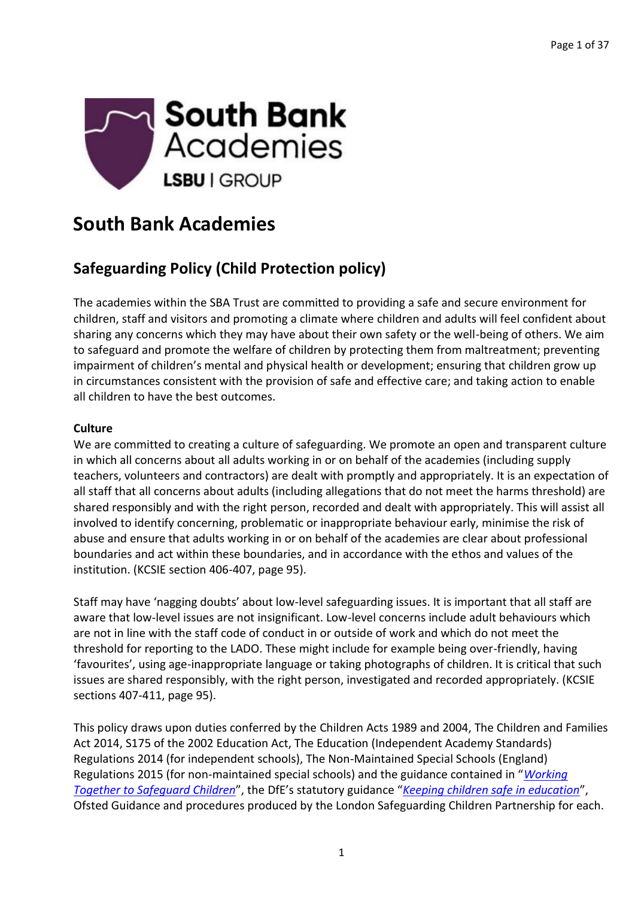# South Bank Academies

## Safeguarding Policy (Child Protection policy)

The academies within the SBA Trust are committed to providing a safe and secure environment for children, staff and visitors and promoting a climate where children and adults will feel confident about sharing any concerns which they may have about their own safety or the well-being of others. We aim to safeguard and promote the welfare of children by protecting them from maltreatment; preventing impairment of children's mental and physical health or development; ensuring that children grow up in circumstances consistent with the provision of safe and effective care; and taking action to enable all children to have the best outcomes.

**Culture**

We are committed to creating a culture of safeguarding. We promote an open and transparent culture in which all concerns about all adults working in or on behalf of the academies (including supply teachers, volunteers and contractors) are dealt with promptly and appropriately. It is an expectation of all staff that all concerns about adults (including allegations that do not meet the harms threshold) are shared responsibly and with the right person, recorded and dealt with appropriately. This will assist all involved to identify concerning, problematic or inappropriate behaviour early, minimise the risk of abuse and ensure that adults working in or on behalf of the academies are clear about professional boundaries and act within these boundaries, and in accordance with the ethos and values of the institution. (KCSIE section 406-407, page 95).

Staff may have 'nagging doubts' about low-level safeguarding issues. It is important that all staff are aware that low-level issues are not insignificant. Low-level concerns include adult behaviours which are not in line with the staff code of conduct in or outside of work and which do not meet the threshold for reporting to the LADO. These might include for example being over-friendly, having 'favourites', using age-inappropriate language or taking photographs of children. It is critical that such issues are shared responsibly, with the right person, investigated and recorded appropriately. (KCSIE sections 407-411, page 95).

This policy draws upon duties conferred by the Children Acts 1989 and 2004, The Children and Families Act 2014, S175 of the 2002 Education Act, The Education (Independent Academy Standards) Regulations 2014 (for independent schools), The Non-Maintained Special Schools (England) Regulations 2015 (for non-maintained special schools) and the guidance contained in "*Working Together to Safeguard Children*", the DfE's statutory guidance "*Keeping children safe in education*", Ofsted Guidance and procedures produced by the London Safeguarding Children Partnership for each.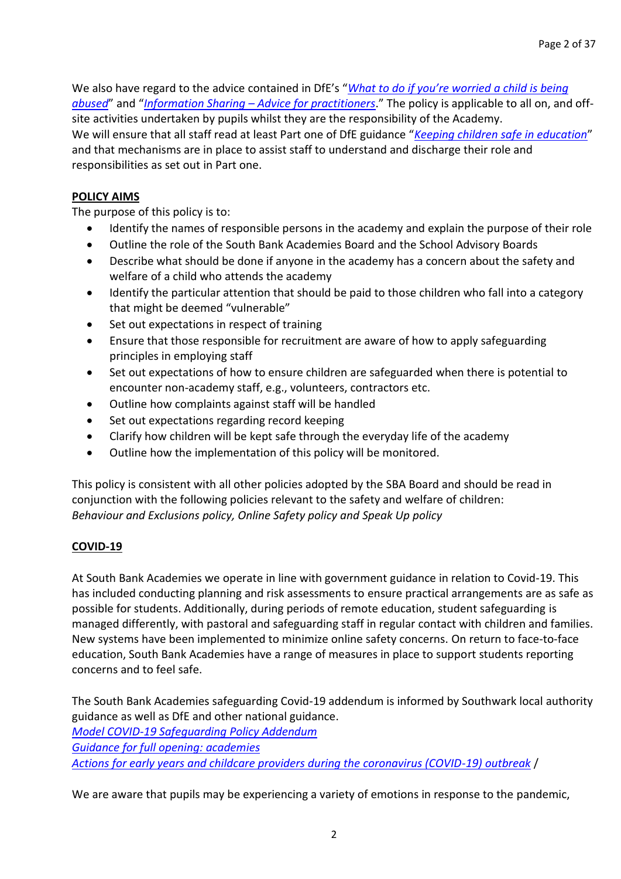We also have regard to the advice contained in DfE's "*What to do if you're worried a child is being abused*" and "*Information Sharing – Advice for practitioners*." The policy is applicable to all on, and off-site activities undertaken by pupils whilst they are the responsibility of the Academy.
We will ensure that all staff read at least Part one of DfE guidance "*Keeping children safe in education*" and that mechanisms are in place to assist staff to understand and discharge their role and responsibilities as set out in Part one.

## POLICY AIMS

The purpose of this policy is to:

- Identify the names of responsible persons in the academy and explain the purpose of their role
- Outline the role of the South Bank Academies Board and the School Advisory Boards
- Describe what should be done if anyone in the academy has a concern about the safety and welfare of a child who attends the academy
- Identify the particular attention that should be paid to those children who fall into a category that might be deemed "vulnerable"
- Set out expectations in respect of training
- Ensure that those responsible for recruitment are aware of how to apply safeguarding principles in employing staff
- Set out expectations of how to ensure children are safeguarded when there is potential to encounter non-academy staff, e.g., volunteers, contractors etc.
- Outline how complaints against staff will be handled
- Set out expectations regarding record keeping
- Clarify how children will be kept safe through the everyday life of the academy
- Outline how the implementation of this policy will be monitored.

This policy is consistent with all other policies adopted by the SBA Board and should be read in conjunction with the following policies relevant to the safety and welfare of children:
*Behaviour and Exclusions policy, Online Safety policy and Speak Up policy*

## COVID-19

At South Bank Academies we operate in line with government guidance in relation to Covid-19. This has included conducting planning and risk assessments to ensure practical arrangements are as safe as possible for students. Additionally, during periods of remote education, student safeguarding is managed differently, with pastoral and safeguarding staff in regular contact with children and families. New systems have been implemented to minimize online safety concerns. On return to face-to-face education, South Bank Academies have a range of measures in place to support students reporting concerns and to feel safe.

The South Bank Academies safeguarding Covid-19 addendum is informed by Southwark local authority guidance as well as DfE and other national guidance.
*Model COVID-19 Safeguarding Policy Addendum*
*Guidance for full opening: academies*
*Actions for early years and childcare providers during the coronavirus (COVID-19) outbreak* /

We are aware that pupils may be experiencing a variety of emotions in response to the pandemic,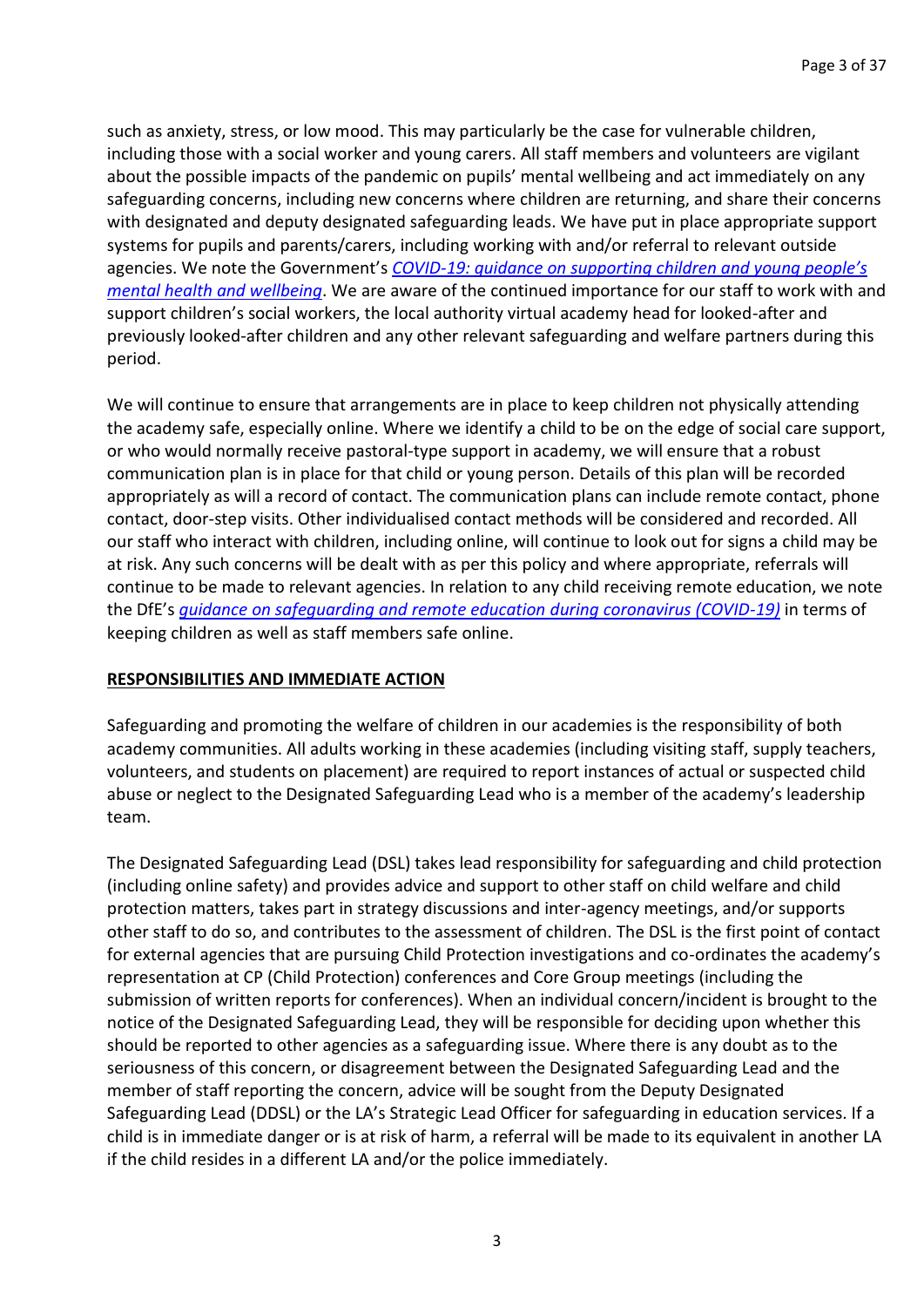such as anxiety, stress, or low mood. This may particularly be the case for vulnerable children, including those with a social worker and young carers. All staff members and volunteers are vigilant about the possible impacts of the pandemic on pupils' mental wellbeing and act immediately on any safeguarding concerns, including new concerns where children are returning, and share their concerns with designated and deputy designated safeguarding leads. We have put in place appropriate support systems for pupils and parents/carers, including working with and/or referral to relevant outside agencies. We note the Government's *COVID-19: guidance on supporting children and young people's mental health and wellbeing*. We are aware of the continued importance for our staff to work with and support children's social workers, the local authority virtual academy head for looked-after and previously looked-after children and any other relevant safeguarding and welfare partners during this period.

We will continue to ensure that arrangements are in place to keep children not physically attending the academy safe, especially online. Where we identify a child to be on the edge of social care support, or who would normally receive pastoral-type support in academy, we will ensure that a robust communication plan is in place for that child or young person. Details of this plan will be recorded appropriately as will a record of contact. The communication plans can include remote contact, phone contact, door-step visits. Other individualised contact methods will be considered and recorded. All our staff who interact with children, including online, will continue to look out for signs a child may be at risk. Any such concerns will be dealt with as per this policy and where appropriate, referrals will continue to be made to relevant agencies. In relation to any child receiving remote education, we note the DfE's *guidance on safeguarding and remote education during coronavirus (COVID-19)* in terms of keeping children as well as staff members safe online.

## RESPONSIBILITIES AND IMMEDIATE ACTION

Safeguarding and promoting the welfare of children in our academies is the responsibility of both academy communities. All adults working in these academies (including visiting staff, supply teachers, volunteers, and students on placement) are required to report instances of actual or suspected child abuse or neglect to the Designated Safeguarding Lead who is a member of the academy's leadership team.

The Designated Safeguarding Lead (DSL) takes lead responsibility for safeguarding and child protection (including online safety) and provides advice and support to other staff on child welfare and child protection matters, takes part in strategy discussions and inter-agency meetings, and/or supports other staff to do so, and contributes to the assessment of children. The DSL is the first point of contact for external agencies that are pursuing Child Protection investigations and co-ordinates the academy's representation at CP (Child Protection) conferences and Core Group meetings (including the submission of written reports for conferences). When an individual concern/incident is brought to the notice of the Designated Safeguarding Lead, they will be responsible for deciding upon whether this should be reported to other agencies as a safeguarding issue. Where there is any doubt as to the seriousness of this concern, or disagreement between the Designated Safeguarding Lead and the member of staff reporting the concern, advice will be sought from the Deputy Designated Safeguarding Lead (DDSL) or the LA's Strategic Lead Officer for safeguarding in education services. If a child is in immediate danger or is at risk of harm, a referral will be made to its equivalent in another LA if the child resides in a different LA and/or the police immediately.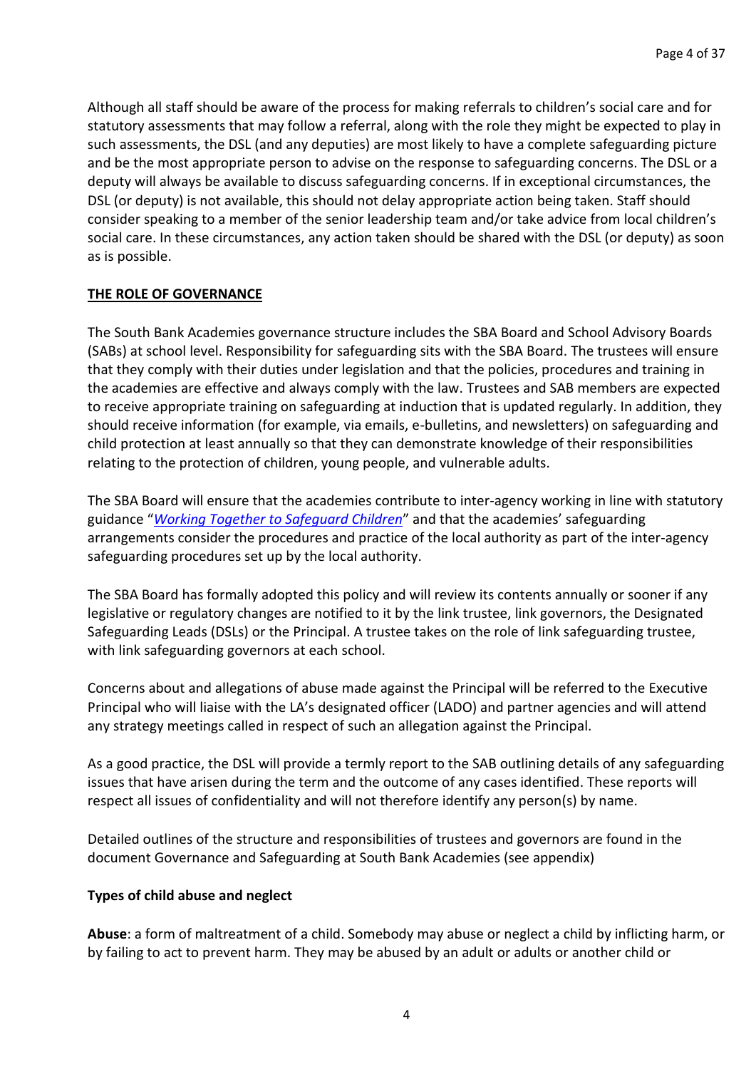Although all staff should be aware of the process for making referrals to children's social care and for statutory assessments that may follow a referral, along with the role they might be expected to play in such assessments, the DSL (and any deputies) are most likely to have a complete safeguarding picture and be the most appropriate person to advise on the response to safeguarding concerns. The DSL or a deputy will always be available to discuss safeguarding concerns. If in exceptional circumstances, the DSL (or deputy) is not available, this should not delay appropriate action being taken. Staff should consider speaking to a member of the senior leadership team and/or take advice from local children's social care. In these circumstances, any action taken should be shared with the DSL (or deputy) as soon as is possible.

## THE ROLE OF GOVERNANCE

The South Bank Academies governance structure includes the SBA Board and School Advisory Boards (SABs) at school level. Responsibility for safeguarding sits with the SBA Board. The trustees will ensure that they comply with their duties under legislation and that the policies, procedures and training in the academies are effective and always comply with the law. Trustees and SAB members are expected to receive appropriate training on safeguarding at induction that is updated regularly. In addition, they should receive information (for example, via emails, e-bulletins, and newsletters) on safeguarding and child protection at least annually so that they can demonstrate knowledge of their responsibilities relating to the protection of children, young people, and vulnerable adults.

The SBA Board will ensure that the academies contribute to inter-agency working in line with statutory guidance "*Working Together to Safeguard Children*" and that the academies' safeguarding arrangements consider the procedures and practice of the local authority as part of the inter-agency safeguarding procedures set up by the local authority.

The SBA Board has formally adopted this policy and will review its contents annually or sooner if any legislative or regulatory changes are notified to it by the link trustee, link governors, the Designated Safeguarding Leads (DSLs) or the Principal. A trustee takes on the role of link safeguarding trustee, with link safeguarding governors at each school.

Concerns about and allegations of abuse made against the Principal will be referred to the Executive Principal who will liaise with the LA's designated officer (LADO) and partner agencies and will attend any strategy meetings called in respect of such an allegation against the Principal.

As a good practice, the DSL will provide a termly report to the SAB outlining details of any safeguarding issues that have arisen during the term and the outcome of any cases identified. These reports will respect all issues of confidentiality and will not therefore identify any person(s) by name.

Detailed outlines of the structure and responsibilities of trustees and governors are found in the document Governance and Safeguarding at South Bank Academies (see appendix)

### Types of child abuse and neglect

**Abuse**: a form of maltreatment of a child. Somebody may abuse or neglect a child by inflicting harm, or by failing to act to prevent harm. They may be abused by an adult or adults or another child or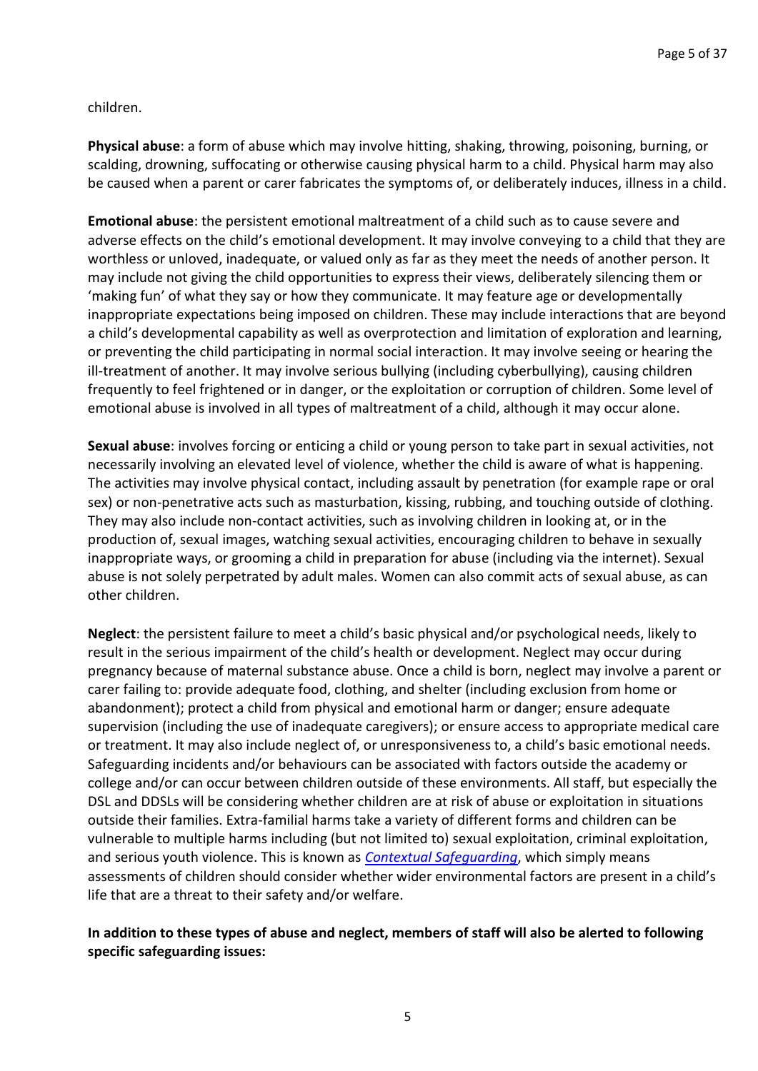children.

**Physical abuse**: a form of abuse which may involve hitting, shaking, throwing, poisoning, burning, or scalding, drowning, suffocating or otherwise causing physical harm to a child. Physical harm may also be caused when a parent or carer fabricates the symptoms of, or deliberately induces, illness in a child.

**Emotional abuse**: the persistent emotional maltreatment of a child such as to cause severe and adverse effects on the child's emotional development. It may involve conveying to a child that they are worthless or unloved, inadequate, or valued only as far as they meet the needs of another person. It may include not giving the child opportunities to express their views, deliberately silencing them or 'making fun' of what they say or how they communicate. It may feature age or developmentally inappropriate expectations being imposed on children. These may include interactions that are beyond a child's developmental capability as well as overprotection and limitation of exploration and learning, or preventing the child participating in normal social interaction. It may involve seeing or hearing the ill-treatment of another. It may involve serious bullying (including cyberbullying), causing children frequently to feel frightened or in danger, or the exploitation or corruption of children. Some level of emotional abuse is involved in all types of maltreatment of a child, although it may occur alone.

**Sexual abuse**: involves forcing or enticing a child or young person to take part in sexual activities, not necessarily involving an elevated level of violence, whether the child is aware of what is happening. The activities may involve physical contact, including assault by penetration (for example rape or oral sex) or non-penetrative acts such as masturbation, kissing, rubbing, and touching outside of clothing. They may also include non-contact activities, such as involving children in looking at, or in the production of, sexual images, watching sexual activities, encouraging children to behave in sexually inappropriate ways, or grooming a child in preparation for abuse (including via the internet). Sexual abuse is not solely perpetrated by adult males. Women can also commit acts of sexual abuse, as can other children.

**Neglect**: the persistent failure to meet a child's basic physical and/or psychological needs, likely to result in the serious impairment of the child's health or development. Neglect may occur during pregnancy because of maternal substance abuse. Once a child is born, neglect may involve a parent or carer failing to: provide adequate food, clothing, and shelter (including exclusion from home or abandonment); protect a child from physical and emotional harm or danger; ensure adequate supervision (including the use of inadequate caregivers); or ensure access to appropriate medical care or treatment. It may also include neglect of, or unresponsiveness to, a child's basic emotional needs. Safeguarding incidents and/or behaviours can be associated with factors outside the academy or college and/or can occur between children outside of these environments. All staff, but especially the DSL and DDSLs will be considering whether children are at risk of abuse or exploitation in situations outside their families. Extra-familial harms take a variety of different forms and children can be vulnerable to multiple harms including (but not limited to) sexual exploitation, criminal exploitation, and serious youth violence. This is known as *Contextual Safeguarding*, which simply means assessments of children should consider whether wider environmental factors are present in a child's life that are a threat to their safety and/or welfare.

**In addition to these types of abuse and neglect, members of staff will also be alerted to following specific safeguarding issues:**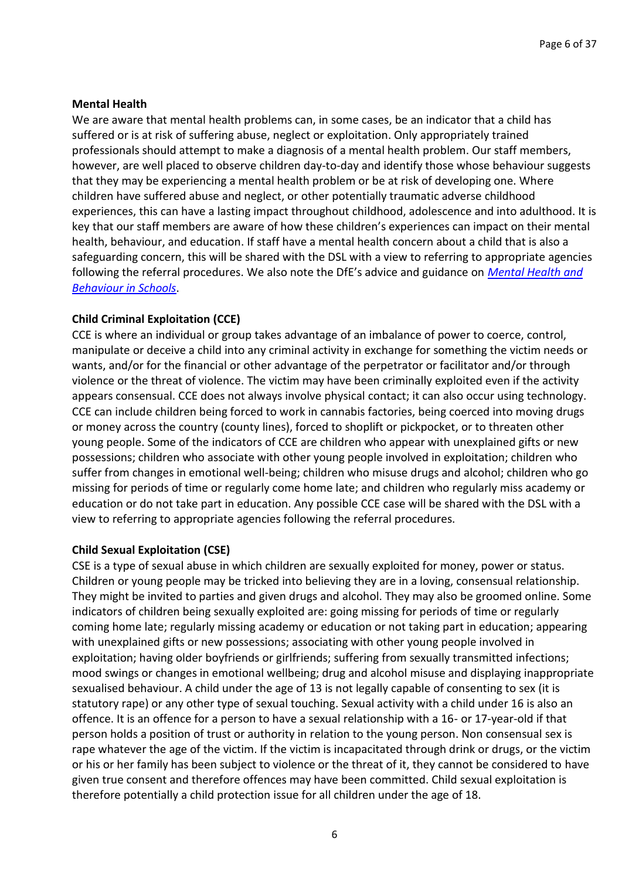**Mental Health**

We are aware that mental health problems can, in some cases, be an indicator that a child has suffered or is at risk of suffering abuse, neglect or exploitation. Only appropriately trained professionals should attempt to make a diagnosis of a mental health problem. Our staff members, however, are well placed to observe children day-to-day and identify those whose behaviour suggests that they may be experiencing a mental health problem or be at risk of developing one. Where children have suffered abuse and neglect, or other potentially traumatic adverse childhood experiences, this can have a lasting impact throughout childhood, adolescence and into adulthood. It is key that our staff members are aware of how these children's experiences can impact on their mental health, behaviour, and education. If staff have a mental health concern about a child that is also a safeguarding concern, this will be shared with the DSL with a view to referring to appropriate agencies following the referral procedures. We also note the DfE's advice and guidance on *Mental Health and Behaviour in Schools*.

**Child Criminal Exploitation (CCE)**

CCE is where an individual or group takes advantage of an imbalance of power to coerce, control, manipulate or deceive a child into any criminal activity in exchange for something the victim needs or wants, and/or for the financial or other advantage of the perpetrator or facilitator and/or through violence or the threat of violence. The victim may have been criminally exploited even if the activity appears consensual. CCE does not always involve physical contact; it can also occur using technology. CCE can include children being forced to work in cannabis factories, being coerced into moving drugs or money across the country (county lines), forced to shoplift or pickpocket, or to threaten other young people. Some of the indicators of CCE are children who appear with unexplained gifts or new possessions; children who associate with other young people involved in exploitation; children who suffer from changes in emotional well-being; children who misuse drugs and alcohol; children who go missing for periods of time or regularly come home late; and children who regularly miss academy or education or do not take part in education. Any possible CCE case will be shared with the DSL with a view to referring to appropriate agencies following the referral procedures.

**Child Sexual Exploitation (CSE)**

CSE is a type of sexual abuse in which children are sexually exploited for money, power or status. Children or young people may be tricked into believing they are in a loving, consensual relationship. They might be invited to parties and given drugs and alcohol. They may also be groomed online. Some indicators of children being sexually exploited are: going missing for periods of time or regularly coming home late; regularly missing academy or education or not taking part in education; appearing with unexplained gifts or new possessions; associating with other young people involved in exploitation; having older boyfriends or girlfriends; suffering from sexually transmitted infections; mood swings or changes in emotional wellbeing; drug and alcohol misuse and displaying inappropriate sexualised behaviour. A child under the age of 13 is not legally capable of consenting to sex (it is statutory rape) or any other type of sexual touching. Sexual activity with a child under 16 is also an offence. It is an offence for a person to have a sexual relationship with a 16- or 17-year-old if that person holds a position of trust or authority in relation to the young person. Non consensual sex is rape whatever the age of the victim. If the victim is incapacitated through drink or drugs, or the victim or his or her family has been subject to violence or the threat of it, they cannot be considered to have given true consent and therefore offences may have been committed. Child sexual exploitation is therefore potentially a child protection issue for all children under the age of 18.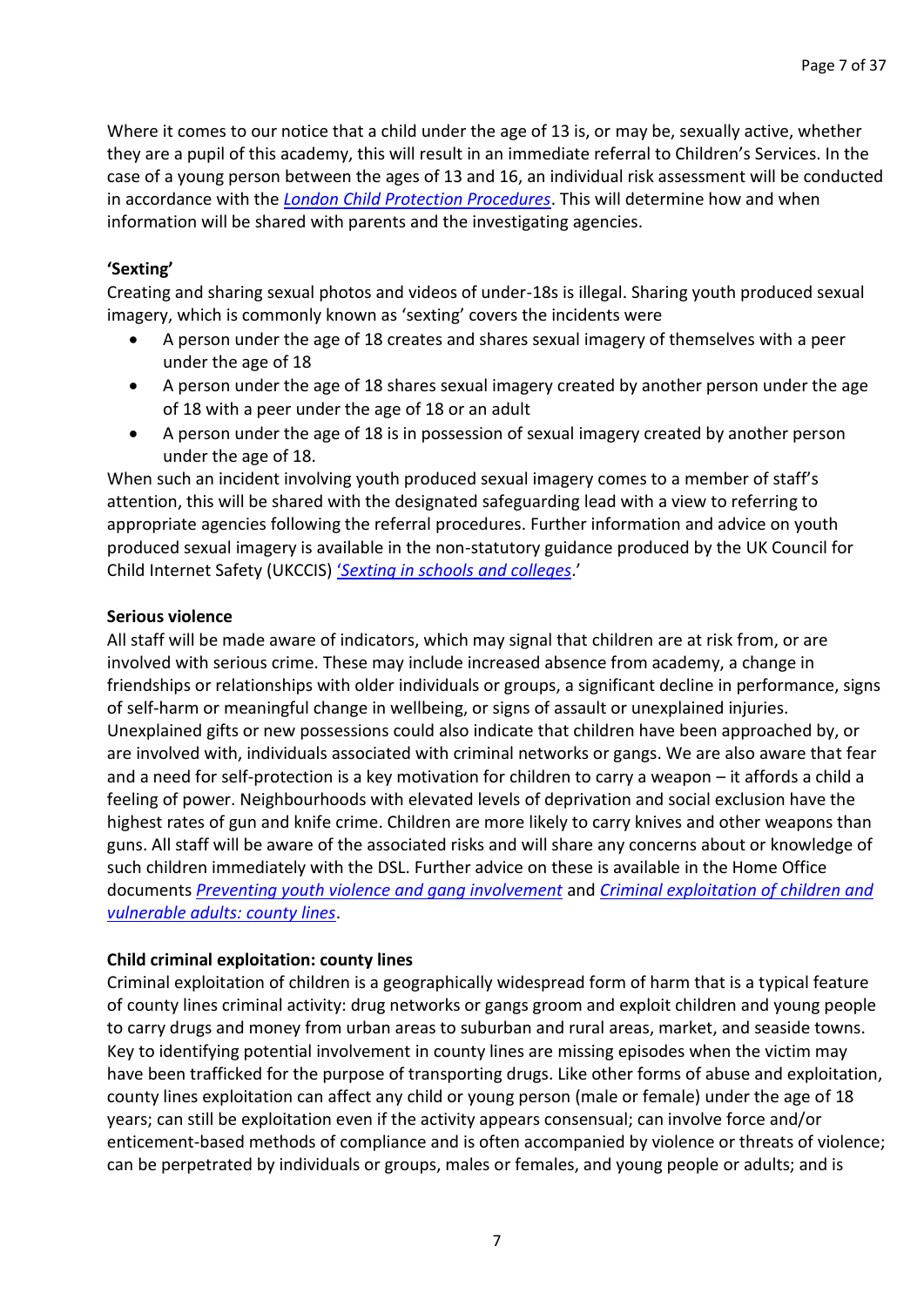Where it comes to our notice that a child under the age of 13 is, or may be, sexually active, whether they are a pupil of this academy, this will result in an immediate referral to Children's Services. In the case of a young person between the ages of 13 and 16, an individual risk assessment will be conducted in accordance with the *London Child Protection Procedures*. This will determine how and when information will be shared with parents and the investigating agencies.

**'Sexting'**

Creating and sharing sexual photos and videos of under-18s is illegal. Sharing youth produced sexual imagery, which is commonly known as 'sexting' covers the incidents were

- A person under the age of 18 creates and shares sexual imagery of themselves with a peer under the age of 18
- A person under the age of 18 shares sexual imagery created by another person under the age of 18 with a peer under the age of 18 or an adult
- A person under the age of 18 is in possession of sexual imagery created by another person under the age of 18.

When such an incident involving youth produced sexual imagery comes to a member of staff's attention, this will be shared with the designated safeguarding lead with a view to referring to appropriate agencies following the referral procedures. Further information and advice on youth produced sexual imagery is available in the non-statutory guidance produced by the UK Council for Child Internet Safety (UKCCIS) *'Sexting in schools and colleges*.'

**Serious violence**

All staff will be made aware of indicators, which may signal that children are at risk from, or are involved with serious crime. These may include increased absence from academy, a change in friendships or relationships with older individuals or groups, a significant decline in performance, signs of self-harm or meaningful change in wellbeing, or signs of assault or unexplained injuries. Unexplained gifts or new possessions could also indicate that children have been approached by, or are involved with, individuals associated with criminal networks or gangs. We are also aware that fear and a need for self-protection is a key motivation for children to carry a weapon – it affords a child a feeling of power. Neighbourhoods with elevated levels of deprivation and social exclusion have the highest rates of gun and knife crime. Children are more likely to carry knives and other weapons than guns. All staff will be aware of the associated risks and will share any concerns about or knowledge of such children immediately with the DSL. Further advice on these is available in the Home Office documents *Preventing youth violence and gang involvement* and *Criminal exploitation of children and vulnerable adults: county lines*.

**Child criminal exploitation: county lines**

Criminal exploitation of children is a geographically widespread form of harm that is a typical feature of county lines criminal activity: drug networks or gangs groom and exploit children and young people to carry drugs and money from urban areas to suburban and rural areas, market, and seaside towns. Key to identifying potential involvement in county lines are missing episodes when the victim may have been trafficked for the purpose of transporting drugs. Like other forms of abuse and exploitation, county lines exploitation can affect any child or young person (male or female) under the age of 18 years; can still be exploitation even if the activity appears consensual; can involve force and/or enticement-based methods of compliance and is often accompanied by violence or threats of violence; can be perpetrated by individuals or groups, males or females, and young people or adults; and is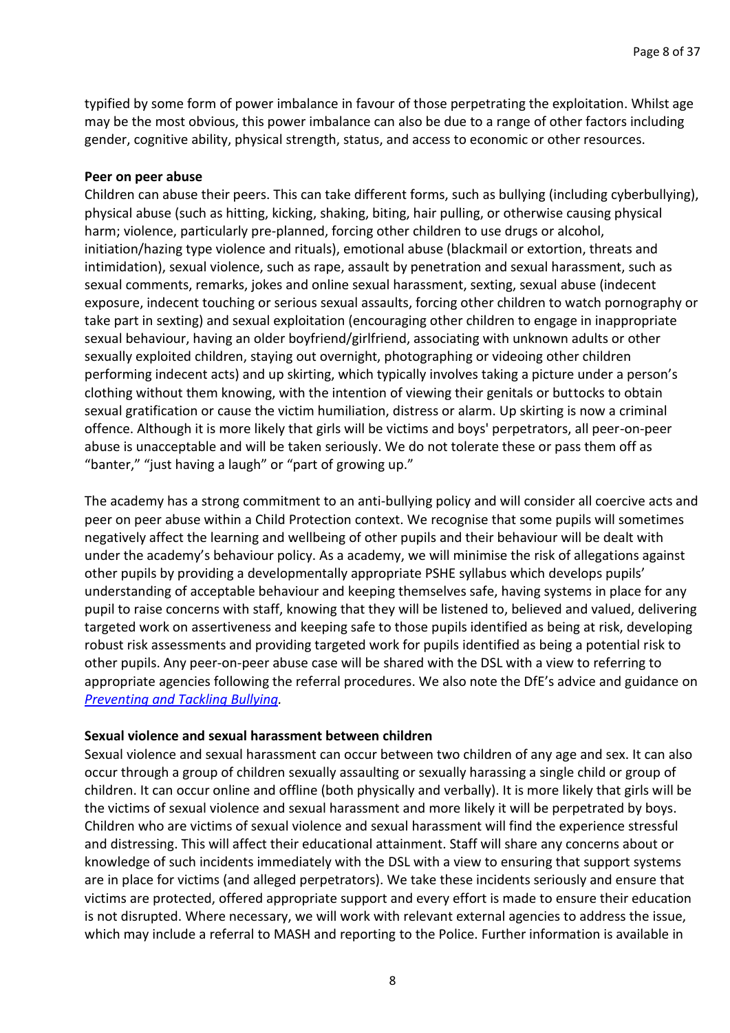typified by some form of power imbalance in favour of those perpetrating the exploitation. Whilst age may be the most obvious, this power imbalance can also be due to a range of other factors including gender, cognitive ability, physical strength, status, and access to economic or other resources.

**Peer on peer abuse**

Children can abuse their peers. This can take different forms, such as bullying (including cyberbullying), physical abuse (such as hitting, kicking, shaking, biting, hair pulling, or otherwise causing physical harm; violence, particularly pre-planned, forcing other children to use drugs or alcohol, initiation/hazing type violence and rituals), emotional abuse (blackmail or extortion, threats and intimidation), sexual violence, such as rape, assault by penetration and sexual harassment, such as sexual comments, remarks, jokes and online sexual harassment, sexting, sexual abuse (indecent exposure, indecent touching or serious sexual assaults, forcing other children to watch pornography or take part in sexting) and sexual exploitation (encouraging other children to engage in inappropriate sexual behaviour, having an older boyfriend/girlfriend, associating with unknown adults or other sexually exploited children, staying out overnight, photographing or videoing other children performing indecent acts) and up skirting, which typically involves taking a picture under a person's clothing without them knowing, with the intention of viewing their genitals or buttocks to obtain sexual gratification or cause the victim humiliation, distress or alarm. Up skirting is now a criminal offence. Although it is more likely that girls will be victims and boys' perpetrators, all peer-on-peer abuse is unacceptable and will be taken seriously. We do not tolerate these or pass them off as "banter," "just having a laugh" or "part of growing up."

The academy has a strong commitment to an anti-bullying policy and will consider all coercive acts and peer on peer abuse within a Child Protection context. We recognise that some pupils will sometimes negatively affect the learning and wellbeing of other pupils and their behaviour will be dealt with under the academy's behaviour policy. As a academy, we will minimise the risk of allegations against other pupils by providing a developmentally appropriate PSHE syllabus which develops pupils' understanding of acceptable behaviour and keeping themselves safe, having systems in place for any pupil to raise concerns with staff, knowing that they will be listened to, believed and valued, delivering targeted work on assertiveness and keeping safe to those pupils identified as being at risk, developing robust risk assessments and providing targeted work for pupils identified as being a potential risk to other pupils. Any peer-on-peer abuse case will be shared with the DSL with a view to referring to appropriate agencies following the referral procedures. We also note the DfE's advice and guidance on *Preventing and Tackling Bullying.*

**Sexual violence and sexual harassment between children**

Sexual violence and sexual harassment can occur between two children of any age and sex. It can also occur through a group of children sexually assaulting or sexually harassing a single child or group of children. It can occur online and offline (both physically and verbally). It is more likely that girls will be the victims of sexual violence and sexual harassment and more likely it will be perpetrated by boys. Children who are victims of sexual violence and sexual harassment will find the experience stressful and distressing. This will affect their educational attainment. Staff will share any concerns about or knowledge of such incidents immediately with the DSL with a view to ensuring that support systems are in place for victims (and alleged perpetrators). We take these incidents seriously and ensure that victims are protected, offered appropriate support and every effort is made to ensure their education is not disrupted. Where necessary, we will work with relevant external agencies to address the issue, which may include a referral to MASH and reporting to the Police. Further information is available in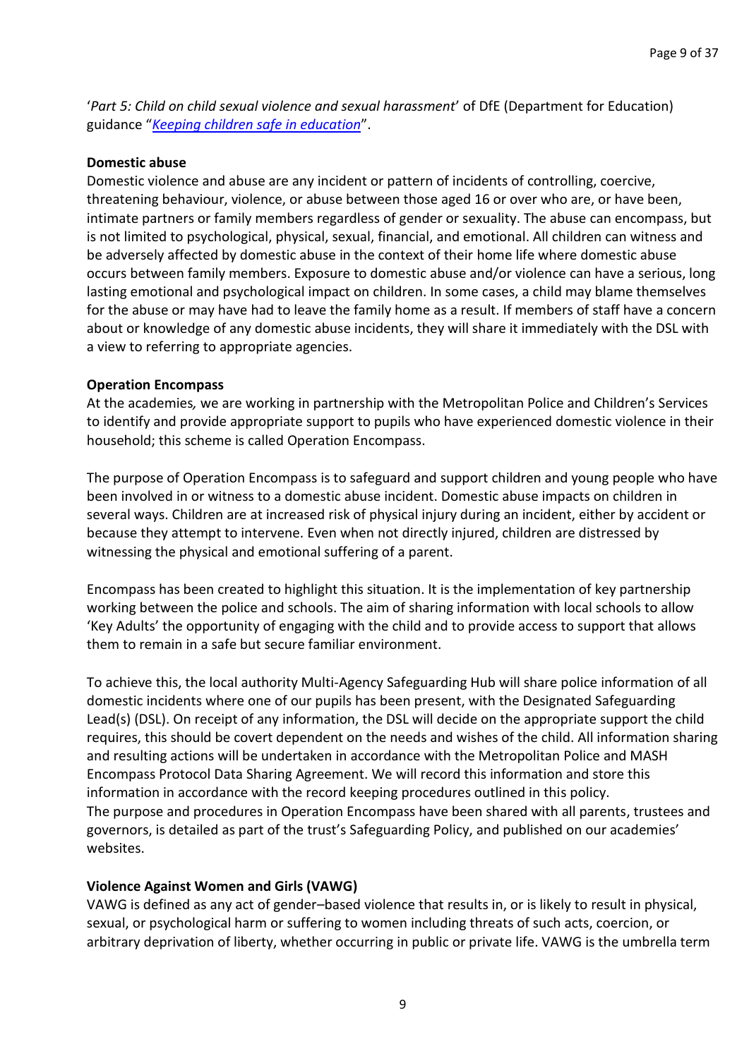'*Part 5: Child on child sexual violence and sexual harassment*' of DfE (Department for Education) guidance "*Keeping children safe in education*".

**Domestic abuse**

Domestic violence and abuse are any incident or pattern of incidents of controlling, coercive, threatening behaviour, violence, or abuse between those aged 16 or over who are, or have been, intimate partners or family members regardless of gender or sexuality. The abuse can encompass, but is not limited to psychological, physical, sexual, financial, and emotional. All children can witness and be adversely affected by domestic abuse in the context of their home life where domestic abuse occurs between family members. Exposure to domestic abuse and/or violence can have a serious, long lasting emotional and psychological impact on children. In some cases, a child may blame themselves for the abuse or may have had to leave the family home as a result. If members of staff have a concern about or knowledge of any domestic abuse incidents, they will share it immediately with the DSL with a view to referring to appropriate agencies.

**Operation Encompass**

At the academies*,* we are working in partnership with the Metropolitan Police and Children's Services to identify and provide appropriate support to pupils who have experienced domestic violence in their household; this scheme is called Operation Encompass.

The purpose of Operation Encompass is to safeguard and support children and young people who have been involved in or witness to a domestic abuse incident. Domestic abuse impacts on children in several ways. Children are at increased risk of physical injury during an incident, either by accident or because they attempt to intervene. Even when not directly injured, children are distressed by witnessing the physical and emotional suffering of a parent.

Encompass has been created to highlight this situation. It is the implementation of key partnership working between the police and schools. The aim of sharing information with local schools to allow 'Key Adults' the opportunity of engaging with the child and to provide access to support that allows them to remain in a safe but secure familiar environment.

To achieve this, the local authority Multi-Agency Safeguarding Hub will share police information of all domestic incidents where one of our pupils has been present, with the Designated Safeguarding Lead(s) (DSL). On receipt of any information, the DSL will decide on the appropriate support the child requires, this should be covert dependent on the needs and wishes of the child. All information sharing and resulting actions will be undertaken in accordance with the Metropolitan Police and MASH Encompass Protocol Data Sharing Agreement. We will record this information and store this information in accordance with the record keeping procedures outlined in this policy.
The purpose and procedures in Operation Encompass have been shared with all parents, trustees and governors, is detailed as part of the trust's Safeguarding Policy, and published on our academies' websites.

**Violence Against Women and Girls (VAWG)**

VAWG is defined as any act of gender–based violence that results in, or is likely to result in physical, sexual, or psychological harm or suffering to women including threats of such acts, coercion, or arbitrary deprivation of liberty, whether occurring in public or private life. VAWG is the umbrella term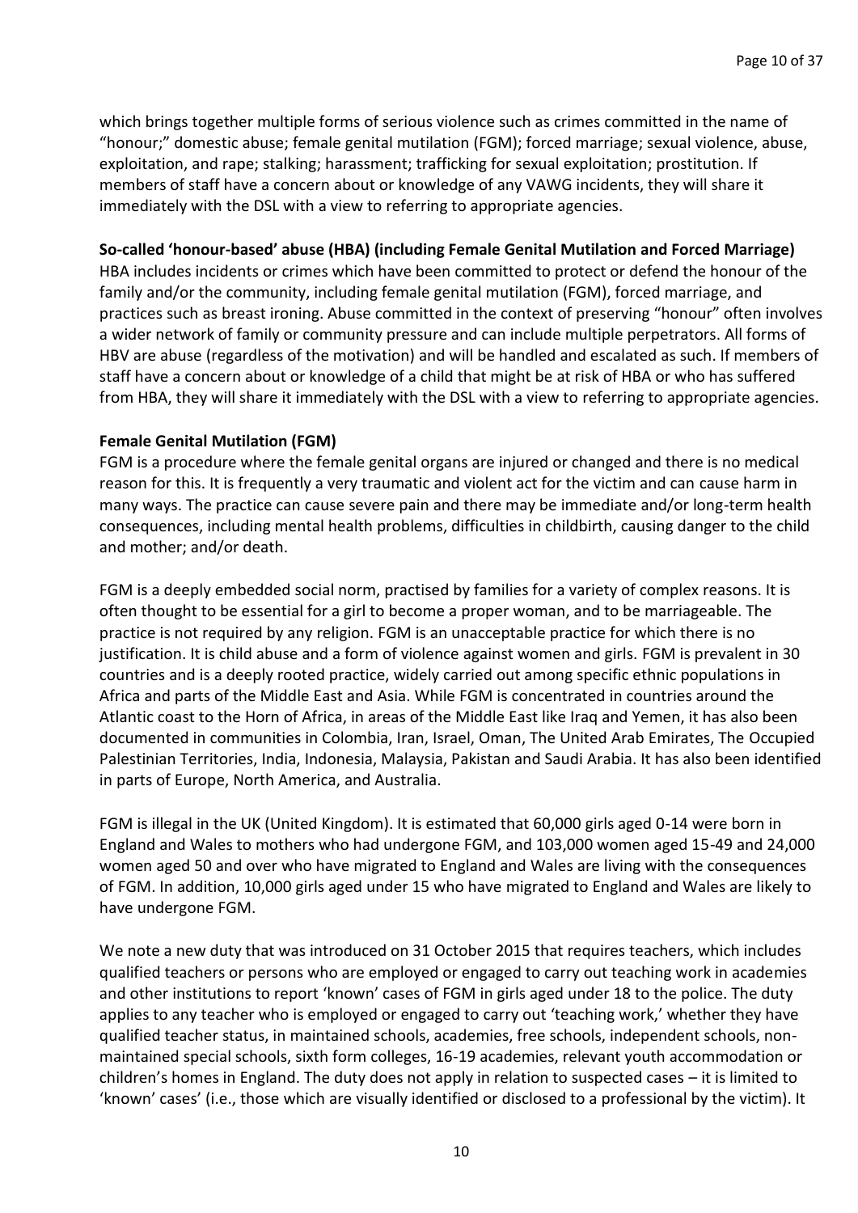which brings together multiple forms of serious violence such as crimes committed in the name of "honour;" domestic abuse; female genital mutilation (FGM); forced marriage; sexual violence, abuse, exploitation, and rape; stalking; harassment; trafficking for sexual exploitation; prostitution. If members of staff have a concern about or knowledge of any VAWG incidents, they will share it immediately with the DSL with a view to referring to appropriate agencies.

**So-called 'honour-based' abuse (HBA) (including Female Genital Mutilation and Forced Marriage)**
HBA includes incidents or crimes which have been committed to protect or defend the honour of the family and/or the community, including female genital mutilation (FGM), forced marriage, and practices such as breast ironing. Abuse committed in the context of preserving "honour" often involves a wider network of family or community pressure and can include multiple perpetrators. All forms of HBV are abuse (regardless of the motivation) and will be handled and escalated as such. If members of staff have a concern about or knowledge of a child that might be at risk of HBA or who has suffered from HBA, they will share it immediately with the DSL with a view to referring to appropriate agencies.

**Female Genital Mutilation (FGM)**
FGM is a procedure where the female genital organs are injured or changed and there is no medical reason for this. It is frequently a very traumatic and violent act for the victim and can cause harm in many ways. The practice can cause severe pain and there may be immediate and/or long-term health consequences, including mental health problems, difficulties in childbirth, causing danger to the child and mother; and/or death.

FGM is a deeply embedded social norm, practised by families for a variety of complex reasons. It is often thought to be essential for a girl to become a proper woman, and to be marriageable. The practice is not required by any religion. FGM is an unacceptable practice for which there is no justification. It is child abuse and a form of violence against women and girls. FGM is prevalent in 30 countries and is a deeply rooted practice, widely carried out among specific ethnic populations in Africa and parts of the Middle East and Asia. While FGM is concentrated in countries around the Atlantic coast to the Horn of Africa, in areas of the Middle East like Iraq and Yemen, it has also been documented in communities in Colombia, Iran, Israel, Oman, The United Arab Emirates, The Occupied Palestinian Territories, India, Indonesia, Malaysia, Pakistan and Saudi Arabia. It has also been identified in parts of Europe, North America, and Australia.

FGM is illegal in the UK (United Kingdom). It is estimated that 60,000 girls aged 0-14 were born in England and Wales to mothers who had undergone FGM, and 103,000 women aged 15-49 and 24,000 women aged 50 and over who have migrated to England and Wales are living with the consequences of FGM. In addition, 10,000 girls aged under 15 who have migrated to England and Wales are likely to have undergone FGM.

We note a new duty that was introduced on 31 October 2015 that requires teachers, which includes qualified teachers or persons who are employed or engaged to carry out teaching work in academies and other institutions to report 'known' cases of FGM in girls aged under 18 to the police. The duty applies to any teacher who is employed or engaged to carry out 'teaching work,' whether they have qualified teacher status, in maintained schools, academies, free schools, independent schools, non-maintained special schools, sixth form colleges, 16-19 academies, relevant youth accommodation or children's homes in England. The duty does not apply in relation to suspected cases – it is limited to 'known' cases' (i.e., those which are visually identified or disclosed to a professional by the victim). It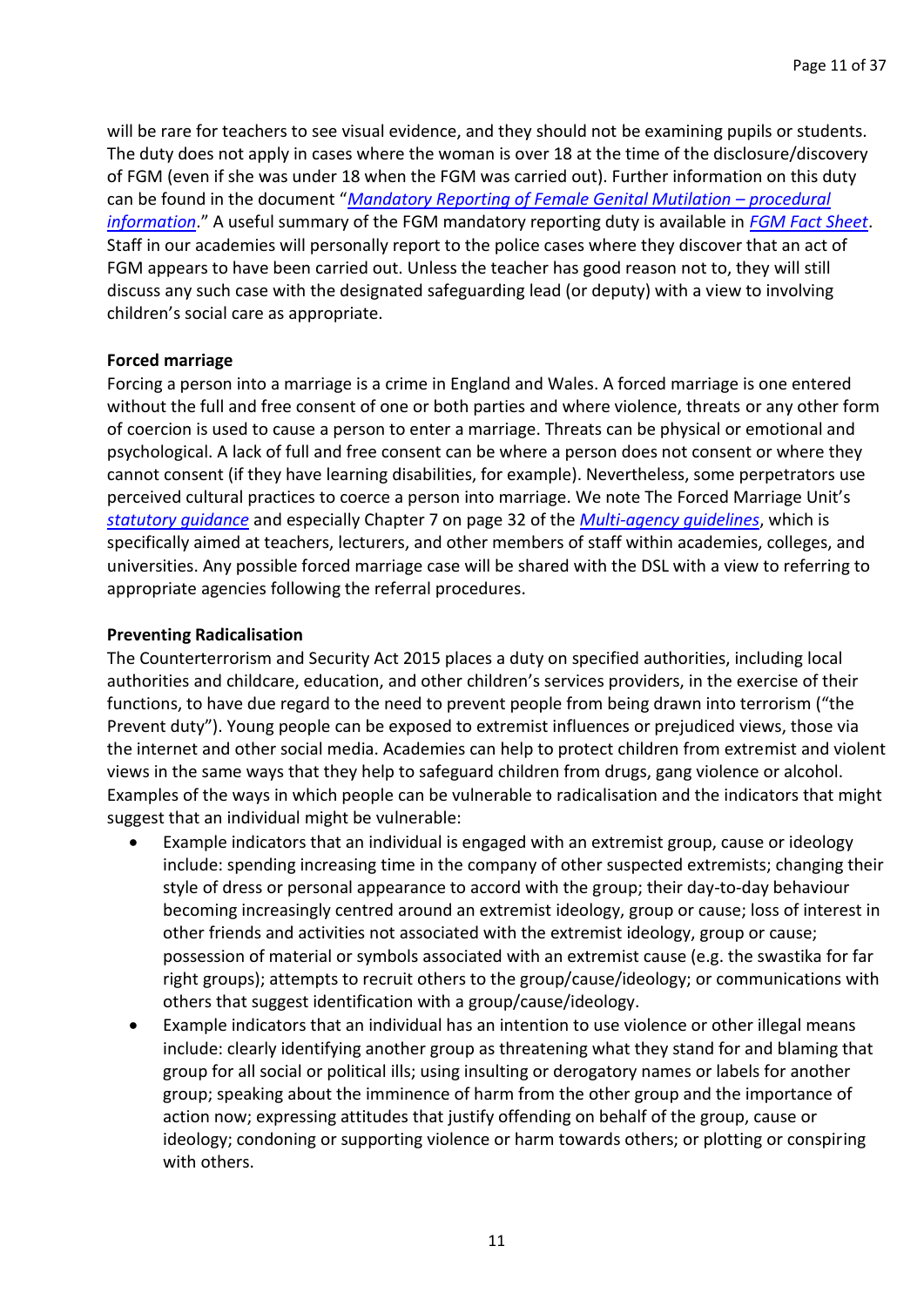will be rare for teachers to see visual evidence, and they should not be examining pupils or students. The duty does not apply in cases where the woman is over 18 at the time of the disclosure/discovery of FGM (even if she was under 18 when the FGM was carried out). Further information on this duty can be found in the document "*Mandatory Reporting of Female Genital Mutilation – procedural information*." A useful summary of the FGM mandatory reporting duty is available in *FGM Fact Sheet*. Staff in our academies will personally report to the police cases where they discover that an act of FGM appears to have been carried out. Unless the teacher has good reason not to, they will still discuss any such case with the designated safeguarding lead (or deputy) with a view to involving children's social care as appropriate.

**Forced marriage**

Forcing a person into a marriage is a crime in England and Wales. A forced marriage is one entered without the full and free consent of one or both parties and where violence, threats or any other form of coercion is used to cause a person to enter a marriage. Threats can be physical or emotional and psychological. A lack of full and free consent can be where a person does not consent or where they cannot consent (if they have learning disabilities, for example). Nevertheless, some perpetrators use perceived cultural practices to coerce a person into marriage. We note The Forced Marriage Unit's *statutory guidance* and especially Chapter 7 on page 32 of the *Multi-agency guidelines*, which is specifically aimed at teachers, lecturers, and other members of staff within academies, colleges, and universities. Any possible forced marriage case will be shared with the DSL with a view to referring to appropriate agencies following the referral procedures.

**Preventing Radicalisation**

The Counterterrorism and Security Act 2015 places a duty on specified authorities, including local authorities and childcare, education, and other children's services providers, in the exercise of their functions, to have due regard to the need to prevent people from being drawn into terrorism ("the Prevent duty"). Young people can be exposed to extremist influences or prejudiced views, those via the internet and other social media. Academies can help to protect children from extremist and violent views in the same ways that they help to safeguard children from drugs, gang violence or alcohol. Examples of the ways in which people can be vulnerable to radicalisation and the indicators that might suggest that an individual might be vulnerable:

- Example indicators that an individual is engaged with an extremist group, cause or ideology include: spending increasing time in the company of other suspected extremists; changing their style of dress or personal appearance to accord with the group; their day-to-day behaviour becoming increasingly centred around an extremist ideology, group or cause; loss of interest in other friends and activities not associated with the extremist ideology, group or cause; possession of material or symbols associated with an extremist cause (e.g. the swastika for far right groups); attempts to recruit others to the group/cause/ideology; or communications with others that suggest identification with a group/cause/ideology.
- Example indicators that an individual has an intention to use violence or other illegal means include: clearly identifying another group as threatening what they stand for and blaming that group for all social or political ills; using insulting or derogatory names or labels for another group; speaking about the imminence of harm from the other group and the importance of action now; expressing attitudes that justify offending on behalf of the group, cause or ideology; condoning or supporting violence or harm towards others; or plotting or conspiring with others.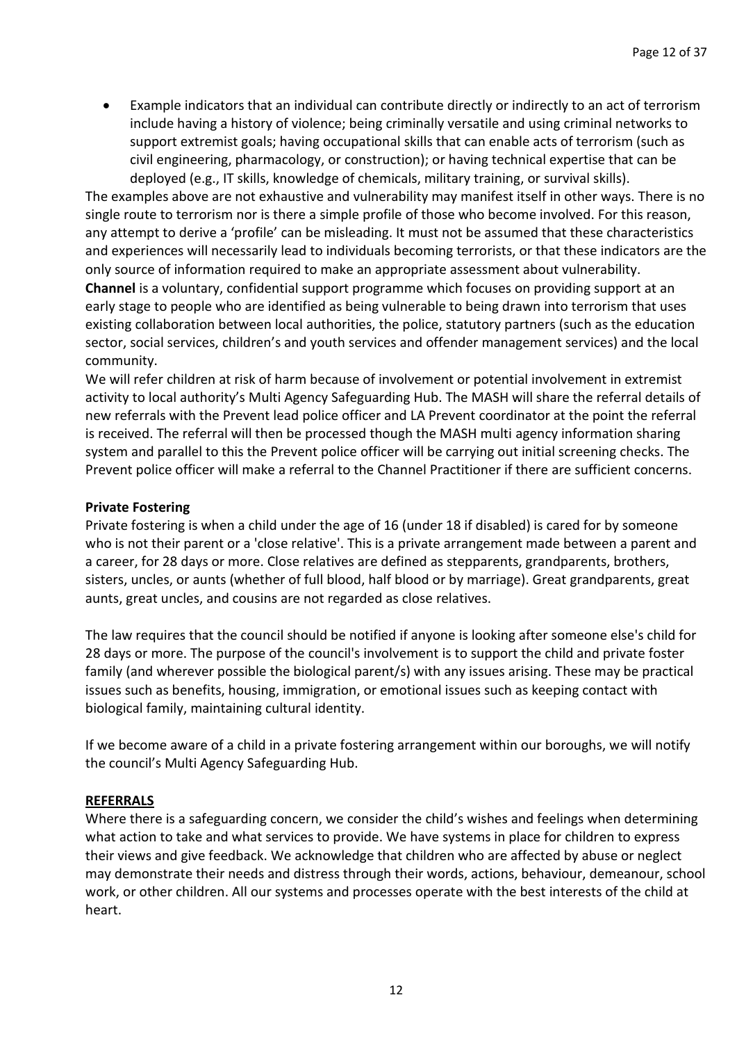- Example indicators that an individual can contribute directly or indirectly to an act of terrorism include having a history of violence; being criminally versatile and using criminal networks to support extremist goals; having occupational skills that can enable acts of terrorism (such as civil engineering, pharmacology, or construction); or having technical expertise that can be deployed (e.g., IT skills, knowledge of chemicals, military training, or survival skills).

The examples above are not exhaustive and vulnerability may manifest itself in other ways. There is no single route to terrorism nor is there a simple profile of those who become involved. For this reason, any attempt to derive a 'profile' can be misleading. It must not be assumed that these characteristics and experiences will necessarily lead to individuals becoming terrorists, or that these indicators are the only source of information required to make an appropriate assessment about vulnerability.

**Channel** is a voluntary, confidential support programme which focuses on providing support at an early stage to people who are identified as being vulnerable to being drawn into terrorism that uses existing collaboration between local authorities, the police, statutory partners (such as the education sector, social services, children's and youth services and offender management services) and the local community.

We will refer children at risk of harm because of involvement or potential involvement in extremist activity to local authority's Multi Agency Safeguarding Hub. The MASH will share the referral details of new referrals with the Prevent lead police officer and LA Prevent coordinator at the point the referral is received. The referral will then be processed though the MASH multi agency information sharing system and parallel to this the Prevent police officer will be carrying out initial screening checks. The Prevent police officer will make a referral to the Channel Practitioner if there are sufficient concerns.

**Private Fostering**

Private fostering is when a child under the age of 16 (under 18 if disabled) is cared for by someone who is not their parent or a 'close relative'. This is a private arrangement made between a parent and a career, for 28 days or more. Close relatives are defined as stepparents, grandparents, brothers, sisters, uncles, or aunts (whether of full blood, half blood or by marriage). Great grandparents, great aunts, great uncles, and cousins are not regarded as close relatives.

The law requires that the council should be notified if anyone is looking after someone else's child for 28 days or more. The purpose of the council's involvement is to support the child and private foster family (and wherever possible the biological parent/s) with any issues arising. These may be practical issues such as benefits, housing, immigration, or emotional issues such as keeping contact with biological family, maintaining cultural identity.

If we become aware of a child in a private fostering arrangement within our boroughs, we will notify the council's Multi Agency Safeguarding Hub.

**<u>REFERRALS</u>**

Where there is a safeguarding concern, we consider the child's wishes and feelings when determining what action to take and what services to provide. We have systems in place for children to express their views and give feedback. We acknowledge that children who are affected by abuse or neglect may demonstrate their needs and distress through their words, actions, behaviour, demeanour, school work, or other children. All our systems and processes operate with the best interests of the child at heart.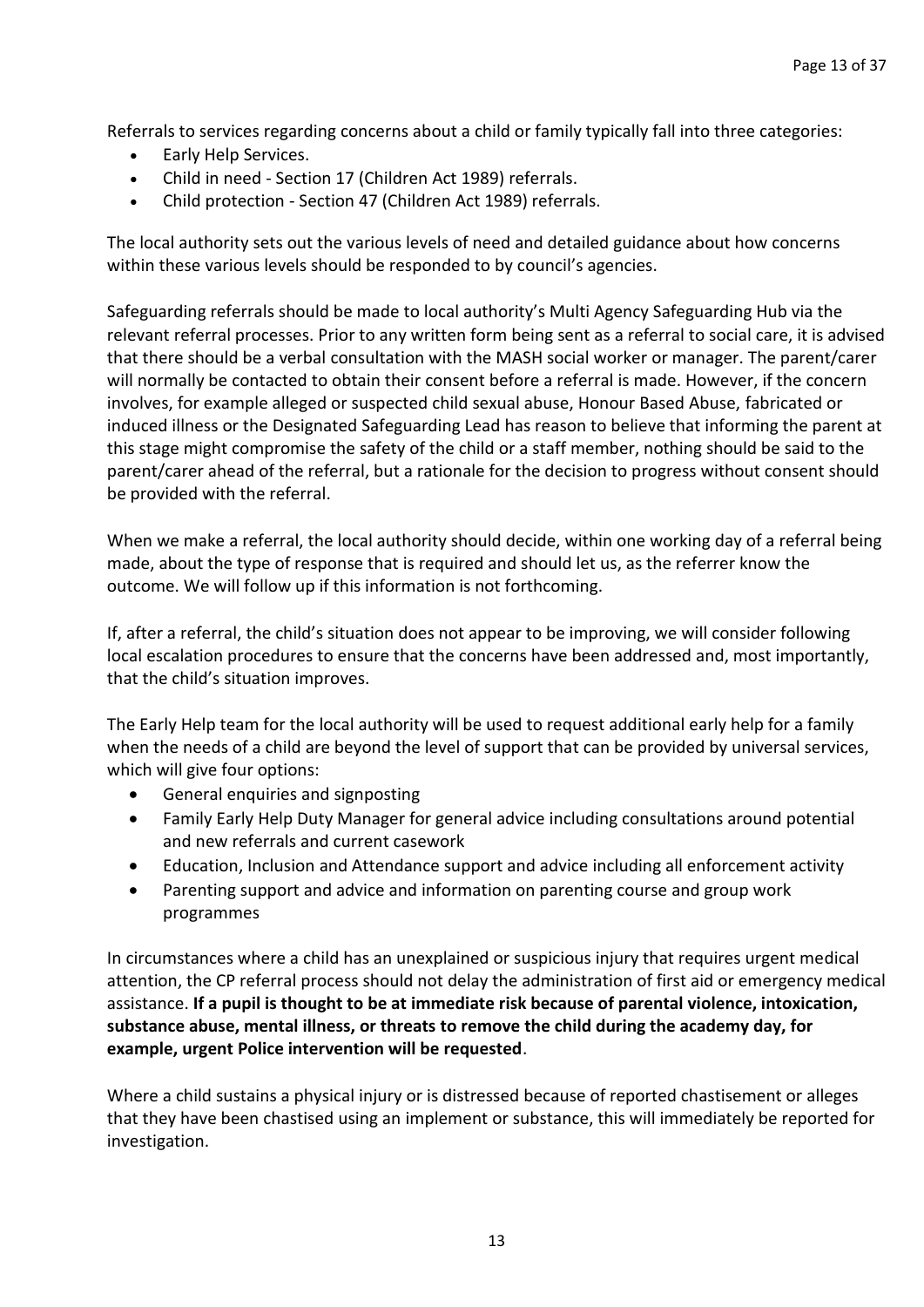Referrals to services regarding concerns about a child or family typically fall into three categories:

- Early Help Services.
- Child in need - Section 17 (Children Act 1989) referrals.
- Child protection - Section 47 (Children Act 1989) referrals.

The local authority sets out the various levels of need and detailed guidance about how concerns within these various levels should be responded to by council's agencies.

Safeguarding referrals should be made to local authority's Multi Agency Safeguarding Hub via the relevant referral processes. Prior to any written form being sent as a referral to social care, it is advised that there should be a verbal consultation with the MASH social worker or manager. The parent/carer will normally be contacted to obtain their consent before a referral is made. However, if the concern involves, for example alleged or suspected child sexual abuse, Honour Based Abuse, fabricated or induced illness or the Designated Safeguarding Lead has reason to believe that informing the parent at this stage might compromise the safety of the child or a staff member, nothing should be said to the parent/carer ahead of the referral, but a rationale for the decision to progress without consent should be provided with the referral.

When we make a referral, the local authority should decide, within one working day of a referral being made, about the type of response that is required and should let us, as the referrer know the outcome. We will follow up if this information is not forthcoming.

If, after a referral, the child's situation does not appear to be improving, we will consider following local escalation procedures to ensure that the concerns have been addressed and, most importantly, that the child's situation improves.

The Early Help team for the local authority will be used to request additional early help for a family when the needs of a child are beyond the level of support that can be provided by universal services, which will give four options:

- General enquiries and signposting
- Family Early Help Duty Manager for general advice including consultations around potential and new referrals and current casework
- Education, Inclusion and Attendance support and advice including all enforcement activity
- Parenting support and advice and information on parenting course and group work programmes

In circumstances where a child has an unexplained or suspicious injury that requires urgent medical attention, the CP referral process should not delay the administration of first aid or emergency medical assistance. **If a pupil is thought to be at immediate risk because of parental violence, intoxication, substance abuse, mental illness, or threats to remove the child during the academy day, for example, urgent Police intervention will be requested**.

Where a child sustains a physical injury or is distressed because of reported chastisement or alleges that they have been chastised using an implement or substance, this will immediately be reported for investigation.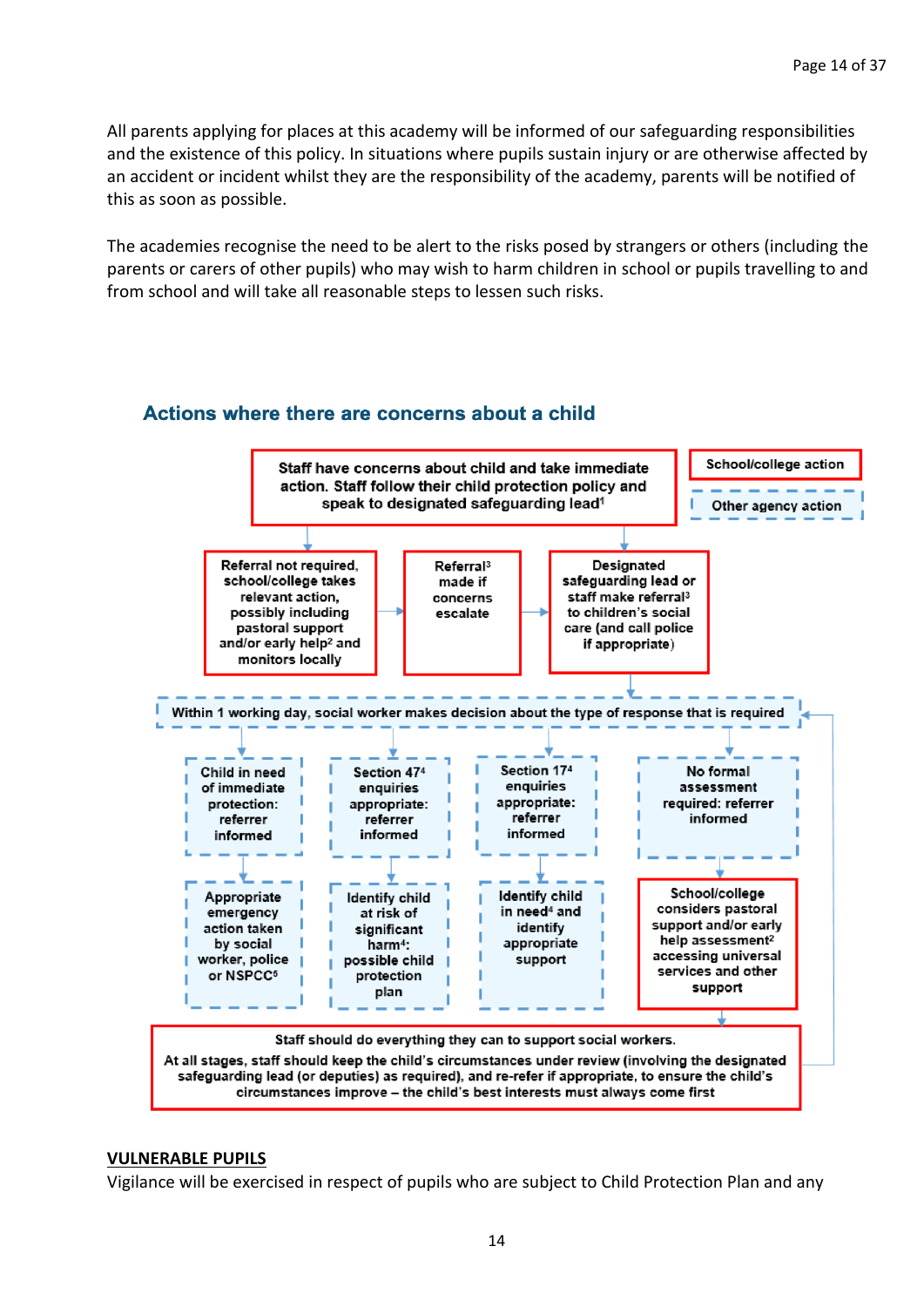All parents applying for places at this academy will be informed of our safeguarding responsibilities and the existence of this policy. In situations where pupils sustain injury or are otherwise affected by an accident or incident whilst they are the responsibility of the academy, parents will be notified of this as soon as possible.

The academies recognise the need to be alert to the risks posed by strangers or others (including the parents or carers of other pupils) who may wish to harm children in school or pupils travelling to and from school and will take all reasonable steps to lessen such risks.

## Actions where there are concerns about a child

School/college action

Other agency action

Staff have concerns about child and take immediate action. Staff follow their child protection policy and speak to designated safeguarding lead[1]

Referral not required, school/college takes relevant action, possibly including pastoral support and/or early help[2] and monitors locally

Referral[3] made if concerns escalate

Designated safeguarding lead or staff make referral[3] to children's social care (and call police if appropriate)

Within 1 working day, social worker makes decision about the type of response that is required

Child in need of immediate protection: referrer informed

Appropriate emergency action taken by social worker, police or NSPCC[5]

Section 47[4] enquiries appropriate: referrer informed

Identify child at risk of significant harm[4]: possible child protection plan

Section 17[4] enquiries appropriate: referrer informed

Identify child in need[4] and identify appropriate support

No formal assessment required: referrer informed

School/college considers pastoral support and/or early help assessment[2] accessing universal services and other support

Staff should do everything they can to support social workers.

At all stages, staff should keep the child's circumstances under review (involving the designated safeguarding lead (or deputies) as required), and re-refer if appropriate, to ensure the child's circumstances improve – the child's best interests must always come first

**VULNERABLE PUPILS**

Vigilance will be exercised in respect of pupils who are subject to Child Protection Plan and any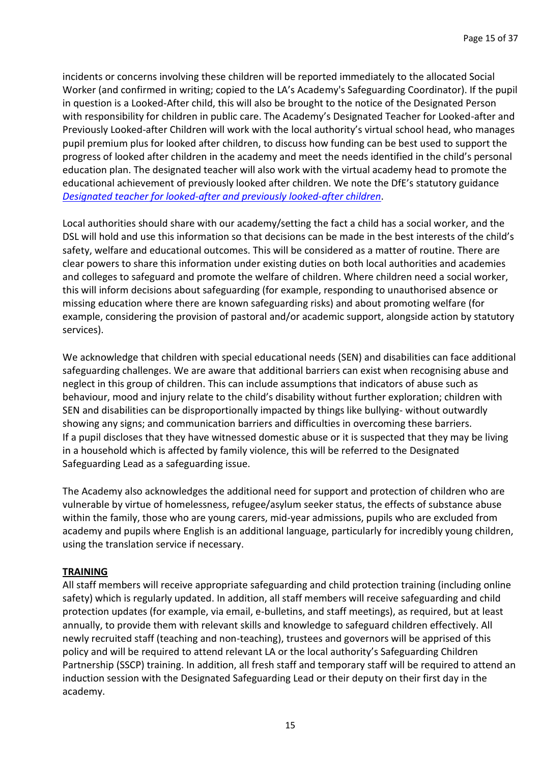incidents or concerns involving these children will be reported immediately to the allocated Social Worker (and confirmed in writing; copied to the LA's Academy's Safeguarding Coordinator). If the pupil in question is a Looked-After child, this will also be brought to the notice of the Designated Person with responsibility for children in public care. The Academy's Designated Teacher for Looked-after and Previously Looked-after Children will work with the local authority's virtual school head, who manages pupil premium plus for looked after children, to discuss how funding can be best used to support the progress of looked after children in the academy and meet the needs identified in the child's personal education plan. The designated teacher will also work with the virtual academy head to promote the educational achievement of previously looked after children. We note the DfE's statutory guidance *Designated teacher for looked-after and previously looked-after children*.

Local authorities should share with our academy/setting the fact a child has a social worker, and the DSL will hold and use this information so that decisions can be made in the best interests of the child's safety, welfare and educational outcomes. This will be considered as a matter of routine. There are clear powers to share this information under existing duties on both local authorities and academies and colleges to safeguard and promote the welfare of children. Where children need a social worker, this will inform decisions about safeguarding (for example, responding to unauthorised absence or missing education where there are known safeguarding risks) and about promoting welfare (for example, considering the provision of pastoral and/or academic support, alongside action by statutory services).

We acknowledge that children with special educational needs (SEN) and disabilities can face additional safeguarding challenges. We are aware that additional barriers can exist when recognising abuse and neglect in this group of children. This can include assumptions that indicators of abuse such as behaviour, mood and injury relate to the child's disability without further exploration; children with SEN and disabilities can be disproportionally impacted by things like bullying- without outwardly showing any signs; and communication barriers and difficulties in overcoming these barriers.
If a pupil discloses that they have witnessed domestic abuse or it is suspected that they may be living in a household which is affected by family violence, this will be referred to the Designated Safeguarding Lead as a safeguarding issue.

The Academy also acknowledges the additional need for support and protection of children who are vulnerable by virtue of homelessness, refugee/asylum seeker status, the effects of substance abuse within the family, those who are young carers, mid-year admissions, pupils who are excluded from academy and pupils where English is an additional language, particularly for incredibly young children, using the translation service if necessary.

**TRAINING**

All staff members will receive appropriate safeguarding and child protection training (including online safety) which is regularly updated. In addition, all staff members will receive safeguarding and child protection updates (for example, via email, e-bulletins, and staff meetings), as required, but at least annually, to provide them with relevant skills and knowledge to safeguard children effectively. All newly recruited staff (teaching and non-teaching), trustees and governors will be apprised of this policy and will be required to attend relevant LA or the local authority's Safeguarding Children Partnership (SSCP) training. In addition, all fresh staff and temporary staff will be required to attend an induction session with the Designated Safeguarding Lead or their deputy on their first day in the academy.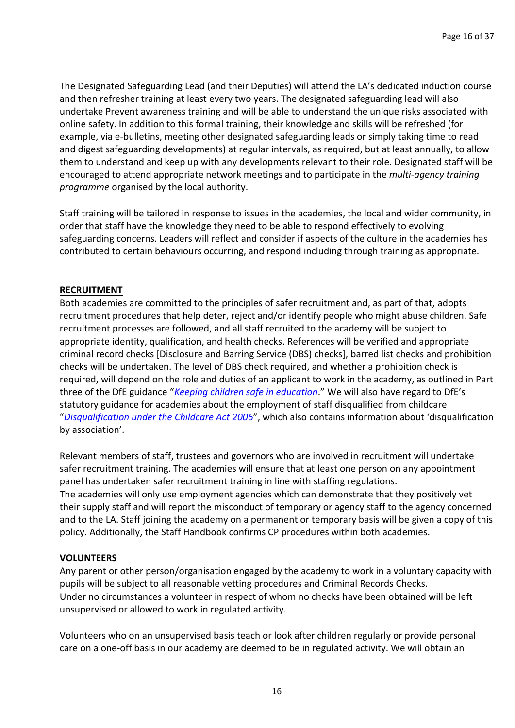The Designated Safeguarding Lead (and their Deputies) will attend the LA's dedicated induction course and then refresher training at least every two years. The designated safeguarding lead will also undertake Prevent awareness training and will be able to understand the unique risks associated with online safety. In addition to this formal training, their knowledge and skills will be refreshed (for example, via e-bulletins, meeting other designated safeguarding leads or simply taking time to read and digest safeguarding developments) at regular intervals, as required, but at least annually, to allow them to understand and keep up with any developments relevant to their role. Designated staff will be encouraged to attend appropriate network meetings and to participate in the *multi-agency training programme* organised by the local authority.

Staff training will be tailored in response to issues in the academies, the local and wider community, in order that staff have the knowledge they need to be able to respond effectively to evolving safeguarding concerns. Leaders will reflect and consider if aspects of the culture in the academies has contributed to certain behaviours occurring, and respond including through training as appropriate.

**RECRUITMENT**

Both academies are committed to the principles of safer recruitment and, as part of that, adopts recruitment procedures that help deter, reject and/or identify people who might abuse children. Safe recruitment processes are followed, and all staff recruited to the academy will be subject to appropriate identity, qualification, and health checks. References will be verified and appropriate criminal record checks [Disclosure and Barring Service (DBS) checks], barred list checks and prohibition checks will be undertaken. The level of DBS check required, and whether a prohibition check is required, will depend on the role and duties of an applicant to work in the academy, as outlined in Part three of the DfE guidance "*Keeping children safe in education*." We will also have regard to DfE's statutory guidance for academies about the employment of staff disqualified from childcare "*Disqualification under the Childcare Act 2006*", which also contains information about 'disqualification by association'.

Relevant members of staff, trustees and governors who are involved in recruitment will undertake safer recruitment training. The academies will ensure that at least one person on any appointment panel has undertaken safer recruitment training in line with staffing regulations.
The academies will only use employment agencies which can demonstrate that they positively vet their supply staff and will report the misconduct of temporary or agency staff to the agency concerned and to the LA. Staff joining the academy on a permanent or temporary basis will be given a copy of this policy. Additionally, the Staff Handbook confirms CP procedures within both academies.

**VOLUNTEERS**

Any parent or other person/organisation engaged by the academy to work in a voluntary capacity with pupils will be subject to all reasonable vetting procedures and Criminal Records Checks.
Under no circumstances a volunteer in respect of whom no checks have been obtained will be left unsupervised or allowed to work in regulated activity.

Volunteers who on an unsupervised basis teach or look after children regularly or provide personal care on a one-off basis in our academy are deemed to be in regulated activity. We will obtain an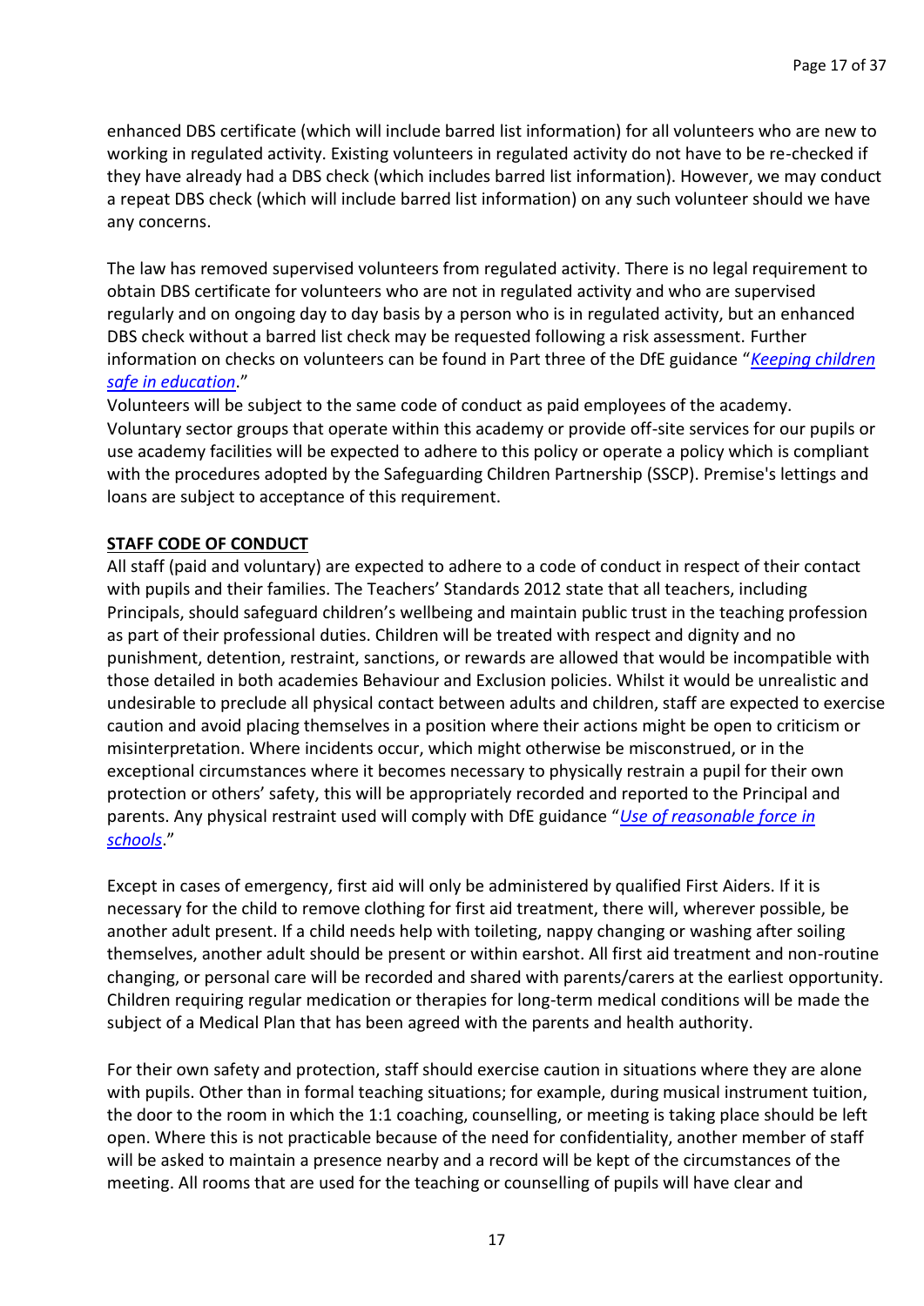enhanced DBS certificate (which will include barred list information) for all volunteers who are new to working in regulated activity. Existing volunteers in regulated activity do not have to be re-checked if they have already had a DBS check (which includes barred list information). However, we may conduct a repeat DBS check (which will include barred list information) on any such volunteer should we have any concerns.

The law has removed supervised volunteers from regulated activity. There is no legal requirement to obtain DBS certificate for volunteers who are not in regulated activity and who are supervised regularly and on ongoing day to day basis by a person who is in regulated activity, but an enhanced DBS check without a barred list check may be requested following a risk assessment. Further information on checks on volunteers can be found in Part three of the DfE guidance "*Keeping children safe in education*."

Volunteers will be subject to the same code of conduct as paid employees of the academy. Voluntary sector groups that operate within this academy or provide off-site services for our pupils or use academy facilities will be expected to adhere to this policy or operate a policy which is compliant with the procedures adopted by the Safeguarding Children Partnership (SSCP). Premise's lettings and loans are subject to acceptance of this requirement.

**STAFF CODE OF CONDUCT**

All staff (paid and voluntary) are expected to adhere to a code of conduct in respect of their contact with pupils and their families. The Teachers' Standards 2012 state that all teachers, including Principals, should safeguard children's wellbeing and maintain public trust in the teaching profession as part of their professional duties. Children will be treated with respect and dignity and no punishment, detention, restraint, sanctions, or rewards are allowed that would be incompatible with those detailed in both academies Behaviour and Exclusion policies. Whilst it would be unrealistic and undesirable to preclude all physical contact between adults and children, staff are expected to exercise caution and avoid placing themselves in a position where their actions might be open to criticism or misinterpretation. Where incidents occur, which might otherwise be misconstrued, or in the exceptional circumstances where it becomes necessary to physically restrain a pupil for their own protection or others' safety, this will be appropriately recorded and reported to the Principal and parents. Any physical restraint used will comply with DfE guidance "*Use of reasonable force in schools*."

Except in cases of emergency, first aid will only be administered by qualified First Aiders. If it is necessary for the child to remove clothing for first aid treatment, there will, wherever possible, be another adult present. If a child needs help with toileting, nappy changing or washing after soiling themselves, another adult should be present or within earshot. All first aid treatment and non-routine changing, or personal care will be recorded and shared with parents/carers at the earliest opportunity. Children requiring regular medication or therapies for long-term medical conditions will be made the subject of a Medical Plan that has been agreed with the parents and health authority.

For their own safety and protection, staff should exercise caution in situations where they are alone with pupils. Other than in formal teaching situations; for example, during musical instrument tuition, the door to the room in which the 1:1 coaching, counselling, or meeting is taking place should be left open. Where this is not practicable because of the need for confidentiality, another member of staff will be asked to maintain a presence nearby and a record will be kept of the circumstances of the meeting. All rooms that are used for the teaching or counselling of pupils will have clear and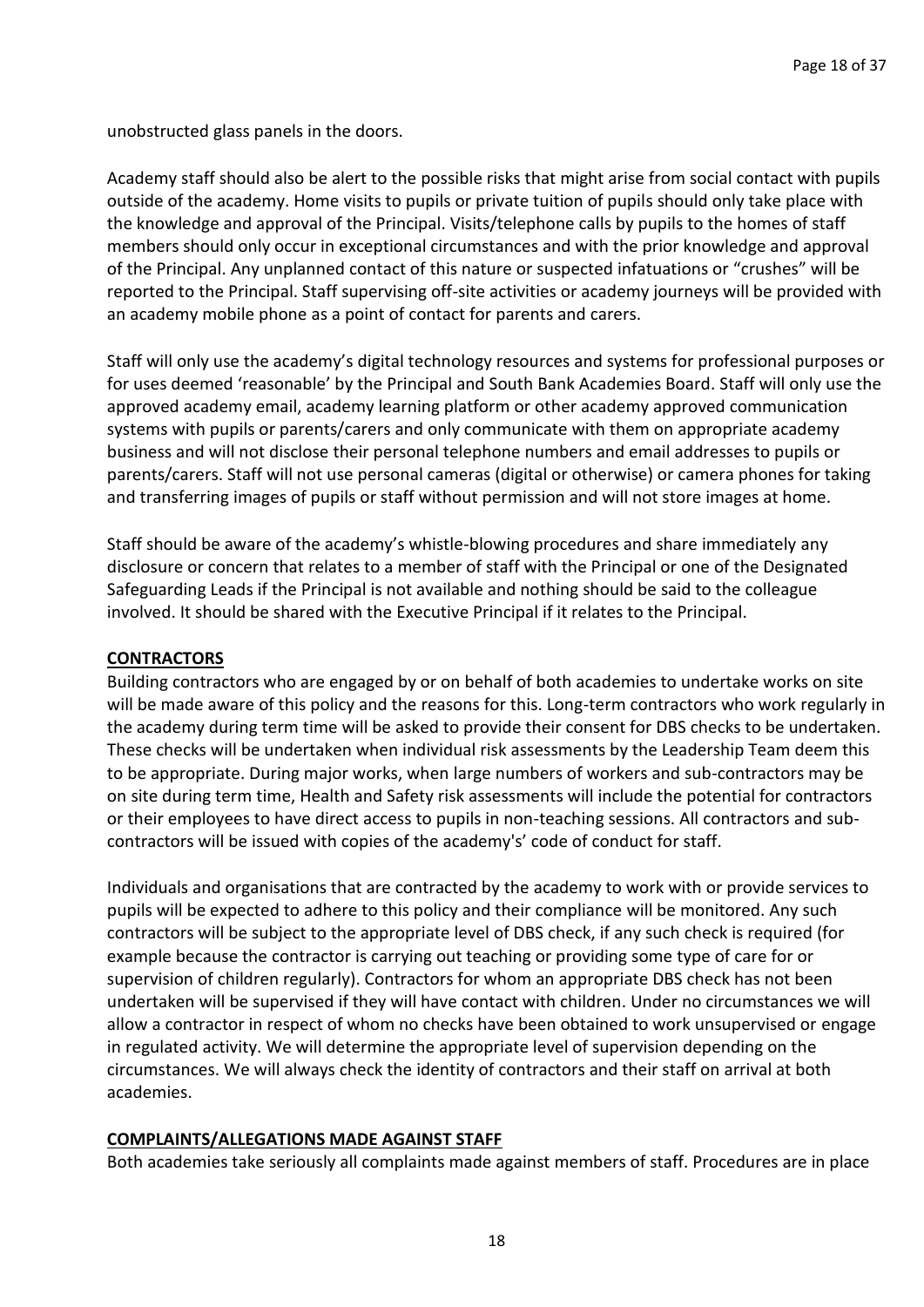unobstructed glass panels in the doors.

Academy staff should also be alert to the possible risks that might arise from social contact with pupils outside of the academy. Home visits to pupils or private tuition of pupils should only take place with the knowledge and approval of the Principal. Visits/telephone calls by pupils to the homes of staff members should only occur in exceptional circumstances and with the prior knowledge and approval of the Principal. Any unplanned contact of this nature or suspected infatuations or "crushes" will be reported to the Principal. Staff supervising off-site activities or academy journeys will be provided with an academy mobile phone as a point of contact for parents and carers.

Staff will only use the academy's digital technology resources and systems for professional purposes or for uses deemed 'reasonable' by the Principal and South Bank Academies Board. Staff will only use the approved academy email, academy learning platform or other academy approved communication systems with pupils or parents/carers and only communicate with them on appropriate academy business and will not disclose their personal telephone numbers and email addresses to pupils or parents/carers. Staff will not use personal cameras (digital or otherwise) or camera phones for taking and transferring images of pupils or staff without permission and will not store images at home.

Staff should be aware of the academy's whistle-blowing procedures and share immediately any disclosure or concern that relates to a member of staff with the Principal or one of the Designated Safeguarding Leads if the Principal is not available and nothing should be said to the colleague involved. It should be shared with the Executive Principal if it relates to the Principal.

## CONTRACTORS

Building contractors who are engaged by or on behalf of both academies to undertake works on site will be made aware of this policy and the reasons for this. Long-term contractors who work regularly in the academy during term time will be asked to provide their consent for DBS checks to be undertaken. These checks will be undertaken when individual risk assessments by the Leadership Team deem this to be appropriate. During major works, when large numbers of workers and sub-contractors may be on site during term time, Health and Safety risk assessments will include the potential for contractors or their employees to have direct access to pupils in non-teaching sessions. All contractors and sub-contractors will be issued with copies of the academy's' code of conduct for staff.

Individuals and organisations that are contracted by the academy to work with or provide services to pupils will be expected to adhere to this policy and their compliance will be monitored. Any such contractors will be subject to the appropriate level of DBS check, if any such check is required (for example because the contractor is carrying out teaching or providing some type of care for or supervision of children regularly). Contractors for whom an appropriate DBS check has not been undertaken will be supervised if they will have contact with children. Under no circumstances we will allow a contractor in respect of whom no checks have been obtained to work unsupervised or engage in regulated activity. We will determine the appropriate level of supervision depending on the circumstances. We will always check the identity of contractors and their staff on arrival at both academies.

## COMPLAINTS/ALLEGATIONS MADE AGAINST STAFF

Both academies take seriously all complaints made against members of staff. Procedures are in place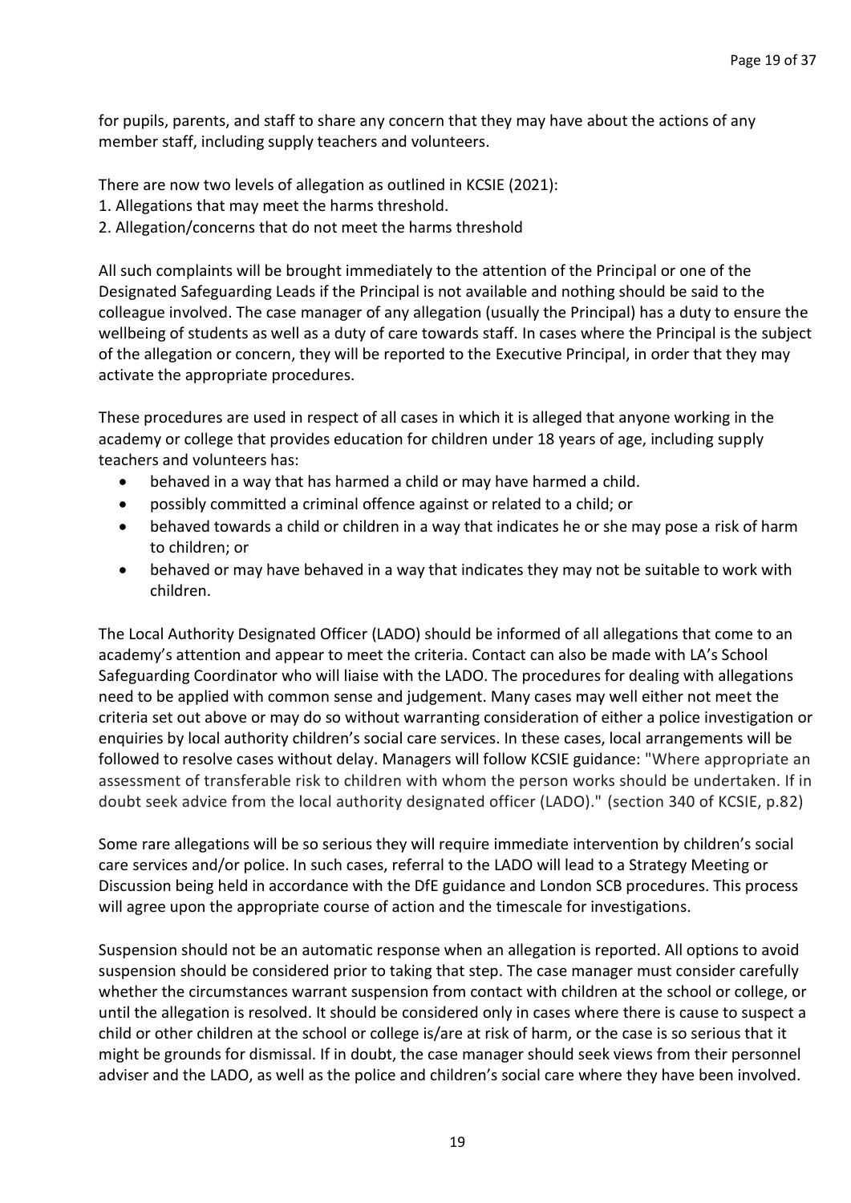for pupils, parents, and staff to share any concern that they may have about the actions of any member staff, including supply teachers and volunteers.

There are now two levels of allegation as outlined in KCSIE (2021):
1. Allegations that may meet the harms threshold.
2. Allegation/concerns that do not meet the harms threshold

All such complaints will be brought immediately to the attention of the Principal or one of the Designated Safeguarding Leads if the Principal is not available and nothing should be said to the colleague involved. The case manager of any allegation (usually the Principal) has a duty to ensure the wellbeing of students as well as a duty of care towards staff. In cases where the Principal is the subject of the allegation or concern, they will be reported to the Executive Principal, in order that they may activate the appropriate procedures.

These procedures are used in respect of all cases in which it is alleged that anyone working in the academy or college that provides education for children under 18 years of age, including supply teachers and volunteers has:

- behaved in a way that has harmed a child or may have harmed a child.
- possibly committed a criminal offence against or related to a child; or
- behaved towards a child or children in a way that indicates he or she may pose a risk of harm to children; or
- behaved or may have behaved in a way that indicates they may not be suitable to work with children.

The Local Authority Designated Officer (LADO) should be informed of all allegations that come to an academy's attention and appear to meet the criteria. Contact can also be made with LA's School Safeguarding Coordinator who will liaise with the LADO. The procedures for dealing with allegations need to be applied with common sense and judgement. Many cases may well either not meet the criteria set out above or may do so without warranting consideration of either a police investigation or enquiries by local authority children's social care services. In these cases, local arrangements will be followed to resolve cases without delay. Managers will follow KCSIE guidance: "Where appropriate an assessment of transferable risk to children with whom the person works should be undertaken. If in doubt seek advice from the local authority designated officer (LADO)." (section 340 of KCSIE, p.82)

Some rare allegations will be so serious they will require immediate intervention by children's social care services and/or police. In such cases, referral to the LADO will lead to a Strategy Meeting or Discussion being held in accordance with the DfE guidance and London SCB procedures. This process will agree upon the appropriate course of action and the timescale for investigations.

Suspension should not be an automatic response when an allegation is reported. All options to avoid suspension should be considered prior to taking that step. The case manager must consider carefully whether the circumstances warrant suspension from contact with children at the school or college, or until the allegation is resolved. It should be considered only in cases where there is cause to suspect a child or other children at the school or college is/are at risk of harm, or the case is so serious that it might be grounds for dismissal. If in doubt, the case manager should seek views from their personnel adviser and the LADO, as well as the police and children's social care where they have been involved.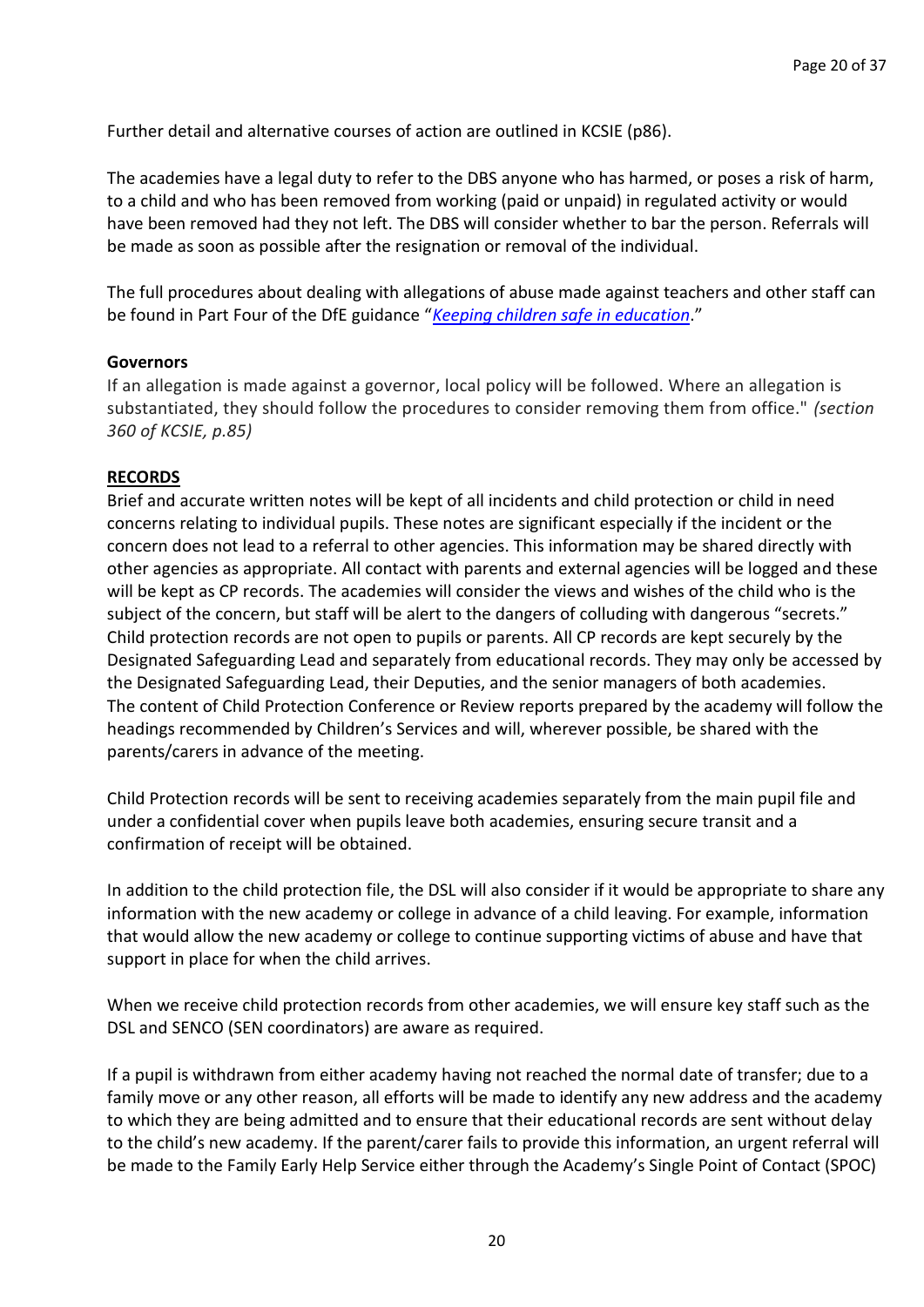Further detail and alternative courses of action are outlined in KCSIE (p86).

The academies have a legal duty to refer to the DBS anyone who has harmed, or poses a risk of harm, to a child and who has been removed from working (paid or unpaid) in regulated activity or would have been removed had they not left. The DBS will consider whether to bar the person. Referrals will be made as soon as possible after the resignation or removal of the individual.

The full procedures about dealing with allegations of abuse made against teachers and other staff can be found in Part Four of the DfE guidance "*Keeping children safe in education*."

**Governors**

If an allegation is made against a governor, local policy will be followed. Where an allegation is substantiated, they should follow the procedures to consider removing them from office." *(section 360 of KCSIE, p.85)*

## RECORDS

Brief and accurate written notes will be kept of all incidents and child protection or child in need concerns relating to individual pupils. These notes are significant especially if the incident or the concern does not lead to a referral to other agencies. This information may be shared directly with other agencies as appropriate. All contact with parents and external agencies will be logged and these will be kept as CP records. The academies will consider the views and wishes of the child who is the subject of the concern, but staff will be alert to the dangers of colluding with dangerous "secrets." Child protection records are not open to pupils or parents. All CP records are kept securely by the Designated Safeguarding Lead and separately from educational records. They may only be accessed by the Designated Safeguarding Lead, their Deputies, and the senior managers of both academies.
The content of Child Protection Conference or Review reports prepared by the academy will follow the headings recommended by Children's Services and will, wherever possible, be shared with the parents/carers in advance of the meeting.

Child Protection records will be sent to receiving academies separately from the main pupil file and under a confidential cover when pupils leave both academies, ensuring secure transit and a confirmation of receipt will be obtained.

In addition to the child protection file, the DSL will also consider if it would be appropriate to share any information with the new academy or college in advance of a child leaving. For example, information that would allow the new academy or college to continue supporting victims of abuse and have that support in place for when the child arrives.

When we receive child protection records from other academies, we will ensure key staff such as the DSL and SENCO (SEN coordinators) are aware as required.

If a pupil is withdrawn from either academy having not reached the normal date of transfer; due to a family move or any other reason, all efforts will be made to identify any new address and the academy to which they are being admitted and to ensure that their educational records are sent without delay to the child's new academy. If the parent/carer fails to provide this information, an urgent referral will be made to the Family Early Help Service either through the Academy's Single Point of Contact (SPOC)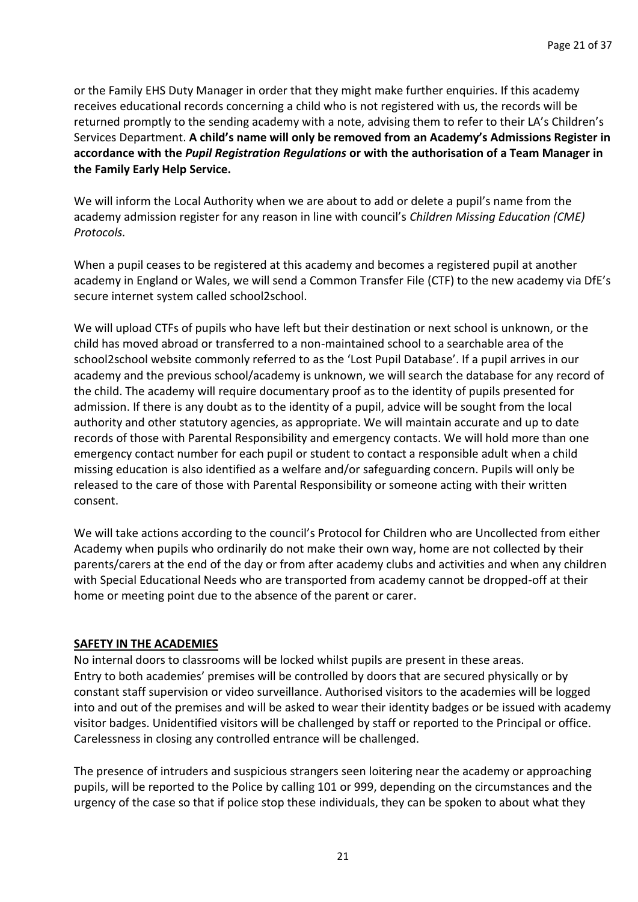or the Family EHS Duty Manager in order that they might make further enquiries. If this academy receives educational records concerning a child who is not registered with us, the records will be returned promptly to the sending academy with a note, advising them to refer to their LA's Children's Services Department. **A child's name will only be removed from an Academy's Admissions Register in accordance with the *Pupil Registration Regulations* or with the authorisation of a Team Manager in the Family Early Help Service.**

We will inform the Local Authority when we are about to add or delete a pupil's name from the academy admission register for any reason in line with council's *Children Missing Education (CME) Protocols.*

When a pupil ceases to be registered at this academy and becomes a registered pupil at another academy in England or Wales, we will send a Common Transfer File (CTF) to the new academy via DfE's secure internet system called school2school.

We will upload CTFs of pupils who have left but their destination or next school is unknown, or the child has moved abroad or transferred to a non-maintained school to a searchable area of the school2school website commonly referred to as the 'Lost Pupil Database'. If a pupil arrives in our academy and the previous school/academy is unknown, we will search the database for any record of the child. The academy will require documentary proof as to the identity of pupils presented for admission. If there is any doubt as to the identity of a pupil, advice will be sought from the local authority and other statutory agencies, as appropriate. We will maintain accurate and up to date records of those with Parental Responsibility and emergency contacts. We will hold more than one emergency contact number for each pupil or student to contact a responsible adult when a child missing education is also identified as a welfare and/or safeguarding concern. Pupils will only be released to the care of those with Parental Responsibility or someone acting with their written consent.

We will take actions according to the council's Protocol for Children who are Uncollected from either Academy when pupils who ordinarily do not make their own way, home are not collected by their parents/carers at the end of the day or from after academy clubs and activities and when any children with Special Educational Needs who are transported from academy cannot be dropped-off at their home or meeting point due to the absence of the parent or carer.

## SAFETY IN THE ACADEMIES

No internal doors to classrooms will be locked whilst pupils are present in these areas.
Entry to both academies' premises will be controlled by doors that are secured physically or by constant staff supervision or video surveillance. Authorised visitors to the academies will be logged into and out of the premises and will be asked to wear their identity badges or be issued with academy visitor badges. Unidentified visitors will be challenged by staff or reported to the Principal or office. Carelessness in closing any controlled entrance will be challenged.

The presence of intruders and suspicious strangers seen loitering near the academy or approaching pupils, will be reported to the Police by calling 101 or 999, depending on the circumstances and the urgency of the case so that if police stop these individuals, they can be spoken to about what they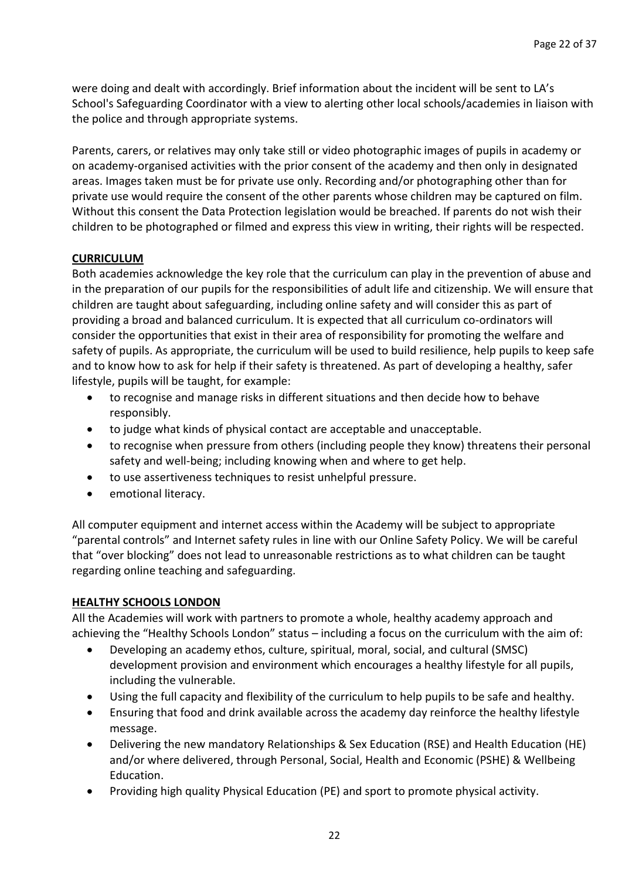were doing and dealt with accordingly. Brief information about the incident will be sent to LA's School's Safeguarding Coordinator with a view to alerting other local schools/academies in liaison with the police and through appropriate systems.

Parents, carers, or relatives may only take still or video photographic images of pupils in academy or on academy-organised activities with the prior consent of the academy and then only in designated areas. Images taken must be for private use only. Recording and/or photographing other than for private use would require the consent of the other parents whose children may be captured on film. Without this consent the Data Protection legislation would be breached. If parents do not wish their children to be photographed or filmed and express this view in writing, their rights will be respected.

## CURRICULUM

Both academies acknowledge the key role that the curriculum can play in the prevention of abuse and in the preparation of our pupils for the responsibilities of adult life and citizenship. We will ensure that children are taught about safeguarding, including online safety and will consider this as part of providing a broad and balanced curriculum. It is expected that all curriculum co-ordinators will consider the opportunities that exist in their area of responsibility for promoting the welfare and safety of pupils. As appropriate, the curriculum will be used to build resilience, help pupils to keep safe and to know how to ask for help if their safety is threatened. As part of developing a healthy, safer lifestyle, pupils will be taught, for example:

- to recognise and manage risks in different situations and then decide how to behave responsibly.
- to judge what kinds of physical contact are acceptable and unacceptable.
- to recognise when pressure from others (including people they know) threatens their personal safety and well-being; including knowing when and where to get help.
- to use assertiveness techniques to resist unhelpful pressure.
- emotional literacy.

All computer equipment and internet access within the Academy will be subject to appropriate "parental controls" and Internet safety rules in line with our Online Safety Policy. We will be careful that "over blocking" does not lead to unreasonable restrictions as to what children can be taught regarding online teaching and safeguarding.

## HEALTHY SCHOOLS LONDON

All the Academies will work with partners to promote a whole, healthy academy approach and achieving the "Healthy Schools London" status – including a focus on the curriculum with the aim of:

- Developing an academy ethos, culture, spiritual, moral, social, and cultural (SMSC) development provision and environment which encourages a healthy lifestyle for all pupils, including the vulnerable.
- Using the full capacity and flexibility of the curriculum to help pupils to be safe and healthy.
- Ensuring that food and drink available across the academy day reinforce the healthy lifestyle message.
- Delivering the new mandatory Relationships & Sex Education (RSE) and Health Education (HE) and/or where delivered, through Personal, Social, Health and Economic (PSHE) & Wellbeing Education.
- Providing high quality Physical Education (PE) and sport to promote physical activity.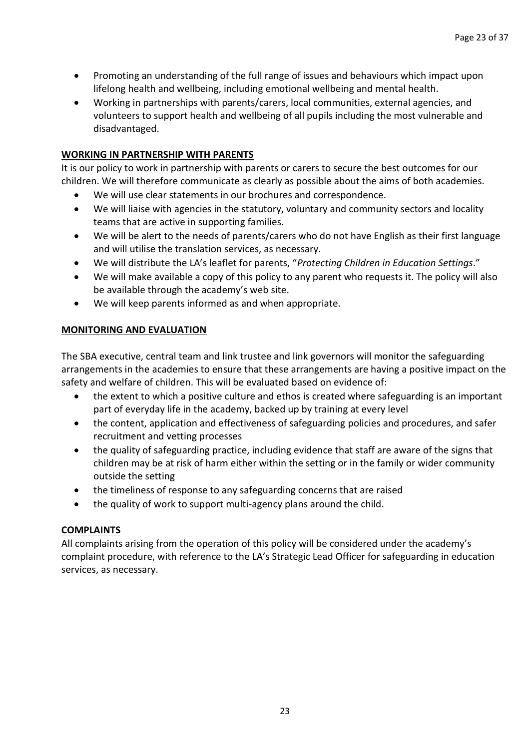- Promoting an understanding of the full range of issues and behaviours which impact upon lifelong health and wellbeing, including emotional wellbeing and mental health.
- Working in partnerships with parents/carers, local communities, external agencies, and volunteers to support health and wellbeing of all pupils including the most vulnerable and disadvantaged.

## WORKING IN PARTNERSHIP WITH PARENTS

It is our policy to work in partnership with parents or carers to secure the best outcomes for our children. We will therefore communicate as clearly as possible about the aims of both academies.

- We will use clear statements in our brochures and correspondence.
- We will liaise with agencies in the statutory, voluntary and community sectors and locality teams that are active in supporting families.
- We will be alert to the needs of parents/carers who do not have English as their first language and will utilise the translation services, as necessary.
- We will distribute the LA's leaflet for parents, "*Protecting Children in Education Settings*."
- We will make available a copy of this policy to any parent who requests it. The policy will also be available through the academy's web site.
- We will keep parents informed as and when appropriate.

## MONITORING AND EVALUATION

The SBA executive, central team and link trustee and link governors will monitor the safeguarding arrangements in the academies to ensure that these arrangements are having a positive impact on the safety and welfare of children. This will be evaluated based on evidence of:

- the extent to which a positive culture and ethos is created where safeguarding is an important part of everyday life in the academy, backed up by training at every level
- the content, application and effectiveness of safeguarding policies and procedures, and safer recruitment and vetting processes
- the quality of safeguarding practice, including evidence that staff are aware of the signs that children may be at risk of harm either within the setting or in the family or wider community outside the setting
- the timeliness of response to any safeguarding concerns that are raised
- the quality of work to support multi-agency plans around the child.

## COMPLAINTS

All complaints arising from the operation of this policy will be considered under the academy's complaint procedure, with reference to the LA's Strategic Lead Officer for safeguarding in education services, as necessary.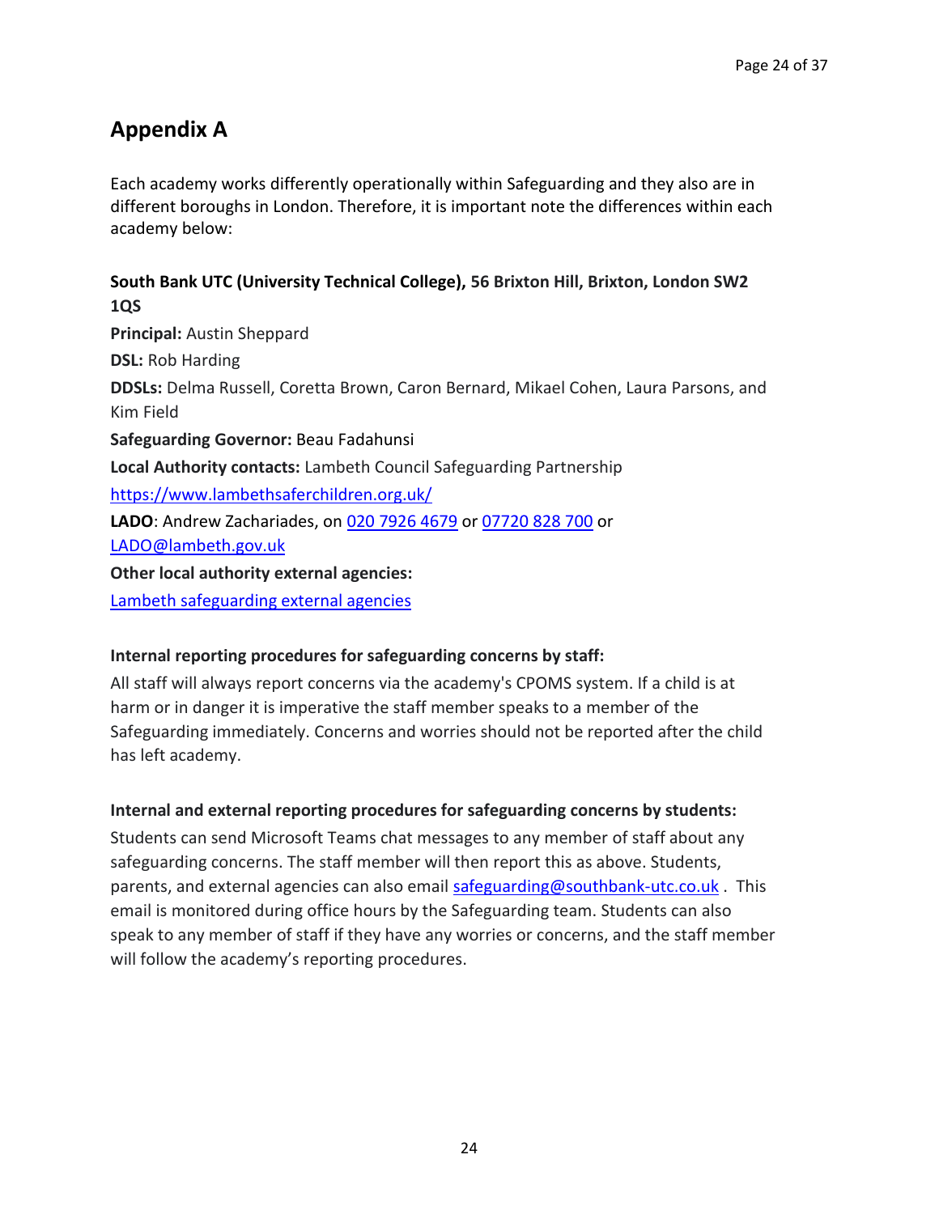## Appendix A

Each academy works differently operationally within Safeguarding and they also are in different boroughs in London. Therefore, it is important note the differences within each academy below:

**South Bank UTC (University Technical College), 56 Brixton Hill, Brixton, London SW2 1QS**

**Principal:** Austin Sheppard

**DSL:** Rob Harding

**DDSLs:** Delma Russell, Coretta Brown, Caron Bernard, Mikael Cohen, Laura Parsons, and Kim Field

**Safeguarding Governor:** Beau Fadahunsi

**Local Authority contacts:** Lambeth Council Safeguarding Partnership

https://www.lambethsaferchildren.org.uk/

**LADO**: Andrew Zachariades, on 020 7926 4679 or 07720 828 700 or LADO@lambeth.gov.uk

**Other local authority external agencies:**

Lambeth safeguarding external agencies

**Internal reporting procedures for safeguarding concerns by staff:**

All staff will always report concerns via the academy's CPOMS system. If a child is at harm or in danger it is imperative the staff member speaks to a member of the Safeguarding immediately. Concerns and worries should not be reported after the child has left academy.

**Internal and external reporting procedures for safeguarding concerns by students:**

Students can send Microsoft Teams chat messages to any member of staff about any safeguarding concerns. The staff member will then report this as above. Students, parents, and external agencies can also email safeguarding@southbank-utc.co.uk . This email is monitored during office hours by the Safeguarding team. Students can also speak to any member of staff if they have any worries or concerns, and the staff member will follow the academy's reporting procedures.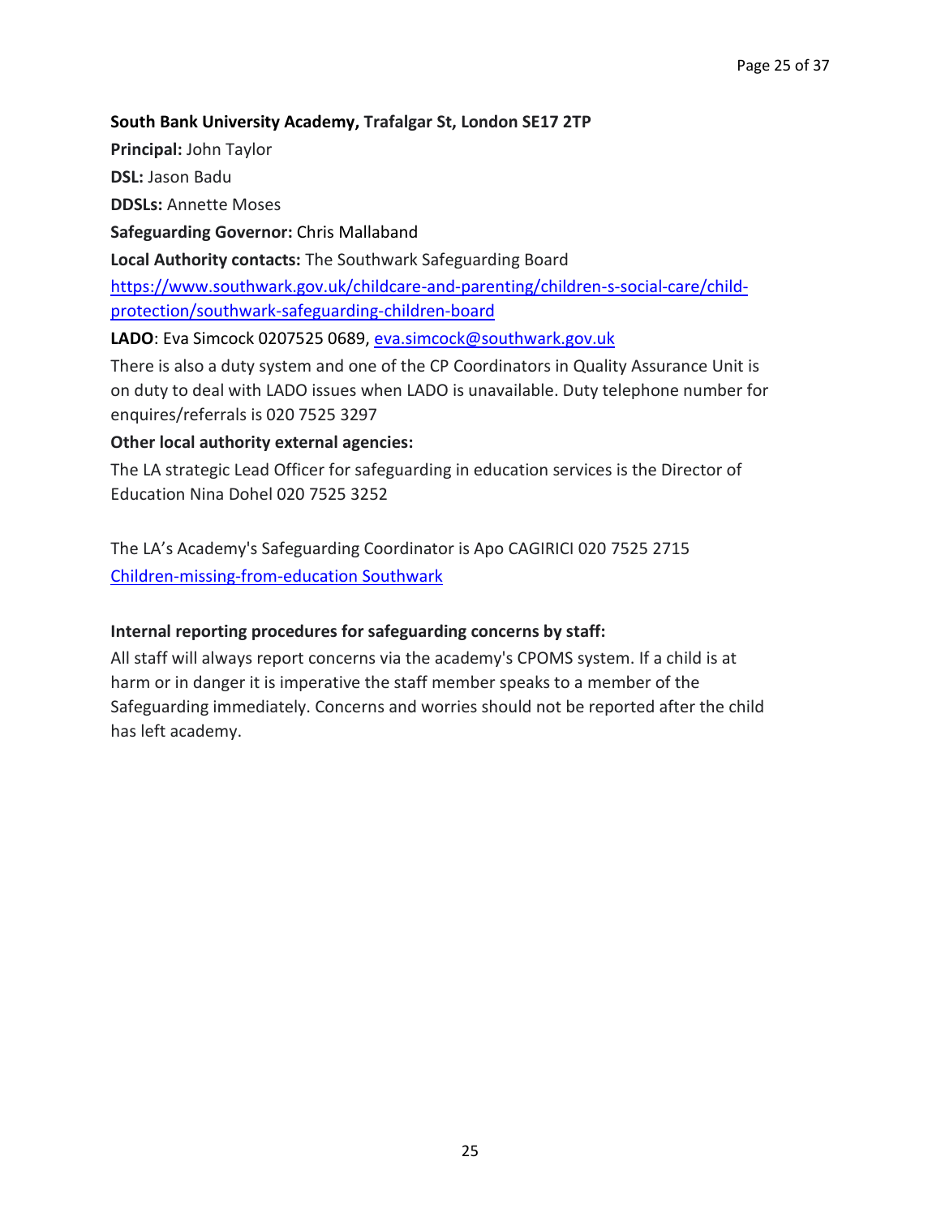**South Bank University Academy, Trafalgar St, London SE17 2TP**

**Principal:** John Taylor

**DSL:** Jason Badu

**DDSLs:** Annette Moses

**Safeguarding Governor:** Chris Mallaband

**Local Authority contacts:** The Southwark Safeguarding Board

[https://www.southwark.gov.uk/childcare-and-parenting/children-s-social-care/child-protection/southwark-safeguarding-children-board](https://www.southwark.gov.uk/childcare-and-parenting/children-s-social-care/child-protection/southwark-safeguarding-children-board)

**LADO**: Eva Simcock 0207525 0689, [eva.simcock@southwark.gov.uk](mailto:eva.simcock@southwark.gov.uk)

There is also a duty system and one of the CP Coordinators in Quality Assurance Unit is on duty to deal with LADO issues when LADO is unavailable. Duty telephone number for enquires/referrals is 020 7525 3297

**Other local authority external agencies:**

The LA strategic Lead Officer for safeguarding in education services is the Director of Education Nina Dohel 020 7525 3252

The LA's Academy's Safeguarding Coordinator is Apo CAGIRICI 020 7525 2715

Children-missing-from-education Southwark

**Internal reporting procedures for safeguarding concerns by staff:**

All staff will always report concerns via the academy's CPOMS system. If a child is at harm or in danger it is imperative the staff member speaks to a member of the Safeguarding immediately. Concerns and worries should not be reported after the child has left academy.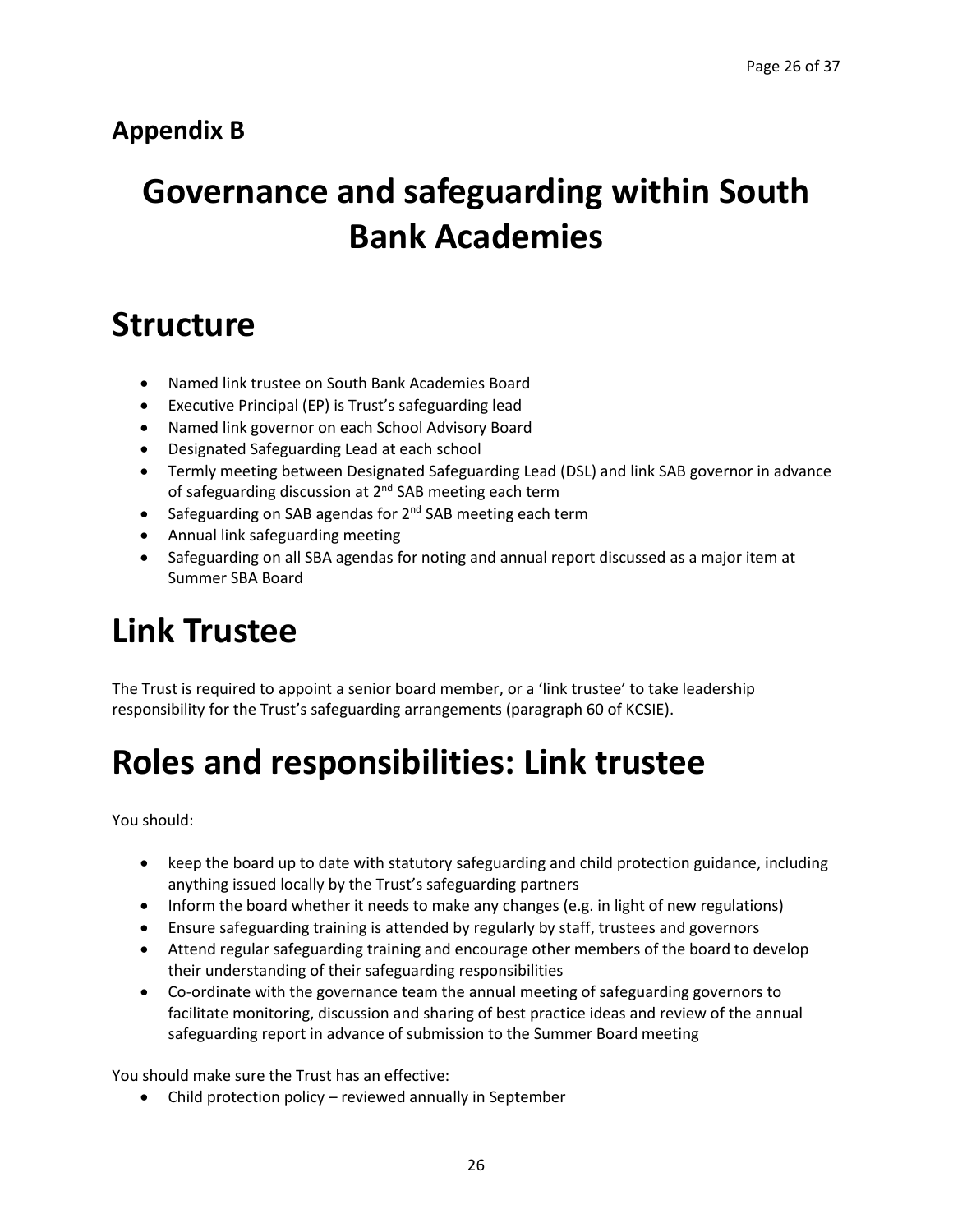## Appendix B

# Governance and safeguarding within South Bank Academies

# Structure

- Named link trustee on South Bank Academies Board
- Executive Principal (EP) is Trust's safeguarding lead
- Named link governor on each School Advisory Board
- Designated Safeguarding Lead at each school
- Termly meeting between Designated Safeguarding Lead (DSL) and link SAB governor in advance of safeguarding discussion at 2nd SAB meeting each term
- Safeguarding on SAB agendas for 2nd SAB meeting each term
- Annual link safeguarding meeting
- Safeguarding on all SBA agendas for noting and annual report discussed as a major item at Summer SBA Board

# Link Trustee

The Trust is required to appoint a senior board member, or a 'link trustee' to take leadership responsibility for the Trust's safeguarding arrangements (paragraph 60 of KCSIE).

# Roles and responsibilities: Link trustee

You should:

- keep the board up to date with statutory safeguarding and child protection guidance, including anything issued locally by the Trust's safeguarding partners
- Inform the board whether it needs to make any changes (e.g. in light of new regulations)
- Ensure safeguarding training is attended by regularly by staff, trustees and governors
- Attend regular safeguarding training and encourage other members of the board to develop their understanding of their safeguarding responsibilities
- Co-ordinate with the governance team the annual meeting of safeguarding governors to facilitate monitoring, discussion and sharing of best practice ideas and review of the annual safeguarding report in advance of submission to the Summer Board meeting

You should make sure the Trust has an effective:

- Child protection policy – reviewed annually in September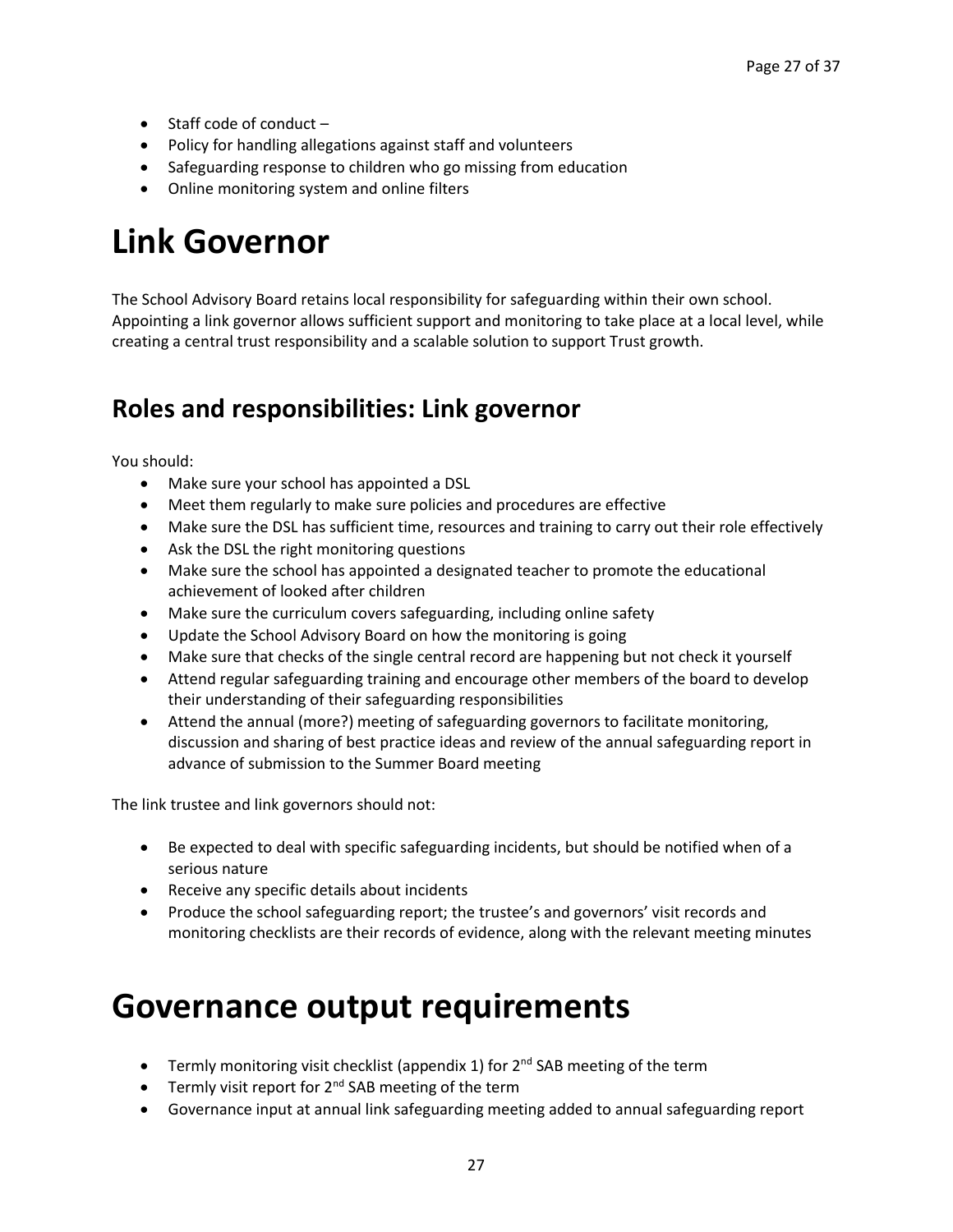- Staff code of conduct –
- Policy for handling allegations against staff and volunteers
- Safeguarding response to children who go missing from education
- Online monitoring system and online filters

# Link Governor

The School Advisory Board retains local responsibility for safeguarding within their own school. Appointing a link governor allows sufficient support and monitoring to take place at a local level, while creating a central trust responsibility and a scalable solution to support Trust growth.

## Roles and responsibilities: Link governor

You should:

- Make sure your school has appointed a DSL
- Meet them regularly to make sure policies and procedures are effective
- Make sure the DSL has sufficient time, resources and training to carry out their role effectively
- Ask the DSL the right monitoring questions
- Make sure the school has appointed a designated teacher to promote the educational achievement of looked after children
- Make sure the curriculum covers safeguarding, including online safety
- Update the School Advisory Board on how the monitoring is going
- Make sure that checks of the single central record are happening but not check it yourself
- Attend regular safeguarding training and encourage other members of the board to develop their understanding of their safeguarding responsibilities
- Attend the annual (more?) meeting of safeguarding governors to facilitate monitoring, discussion and sharing of best practice ideas and review of the annual safeguarding report in advance of submission to the Summer Board meeting

The link trustee and link governors should not:

- Be expected to deal with specific safeguarding incidents, but should be notified when of a serious nature
- Receive any specific details about incidents
- Produce the school safeguarding report; the trustee's and governors' visit records and monitoring checklists are their records of evidence, along with the relevant meeting minutes

# Governance output requirements

- Termly monitoring visit checklist (appendix 1) for 2nd SAB meeting of the term
- Termly visit report for 2nd SAB meeting of the term
- Governance input at annual link safeguarding meeting added to annual safeguarding report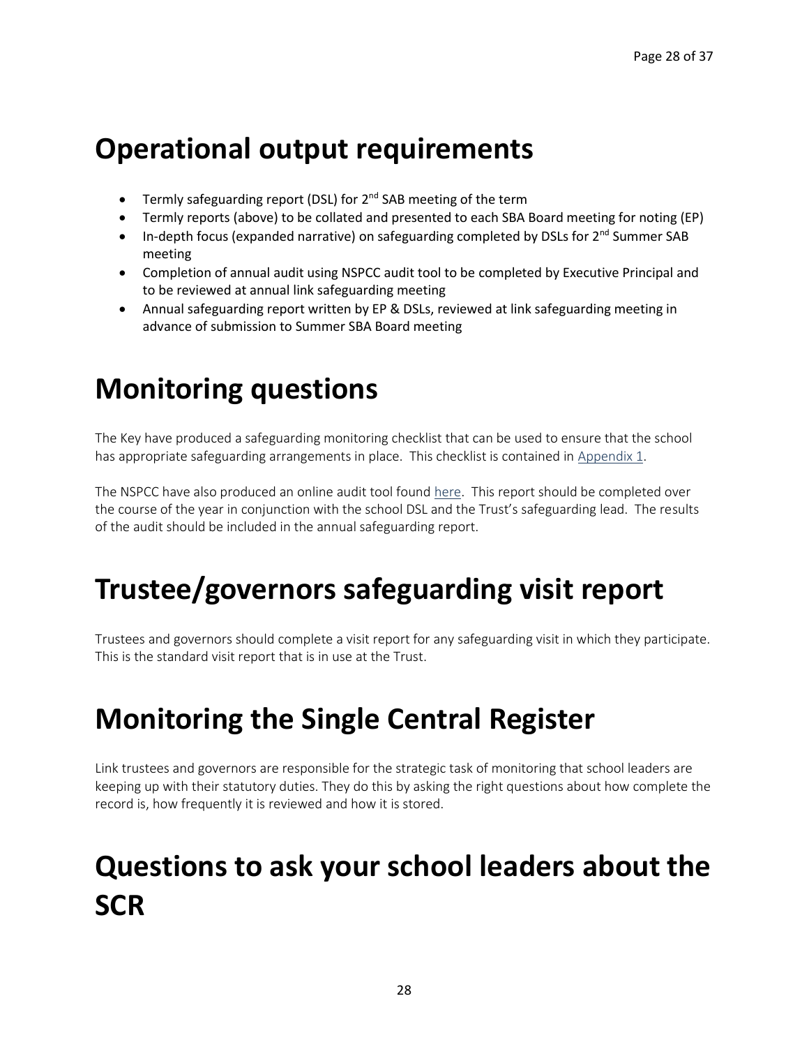# Operational output requirements

- Termly safeguarding report (DSL) for 2nd SAB meeting of the term
- Termly reports (above) to be collated and presented to each SBA Board meeting for noting (EP)
- In-depth focus (expanded narrative) on safeguarding completed by DSLs for 2nd Summer SAB meeting
- Completion of annual audit using NSPCC audit tool to be completed by Executive Principal and to be reviewed at annual link safeguarding meeting
- Annual safeguarding report written by EP & DSLs, reviewed at link safeguarding meeting in advance of submission to Summer SBA Board meeting

# Monitoring questions

The Key have produced a safeguarding monitoring checklist that can be used to ensure that the school has appropriate safeguarding arrangements in place. This checklist is contained in Appendix 1.

The NSPCC have also produced an online audit tool found here. This report should be completed over the course of the year in conjunction with the school DSL and the Trust's safeguarding lead. The results of the audit should be included in the annual safeguarding report.

# Trustee/governors safeguarding visit report

Trustees and governors should complete a visit report for any safeguarding visit in which they participate. This is the standard visit report that is in use at the Trust.

# Monitoring the Single Central Register

Link trustees and governors are responsible for the strategic task of monitoring that school leaders are keeping up with their statutory duties. They do this by asking the right questions about how complete the record is, how frequently it is reviewed and how it is stored.

# Questions to ask your school leaders about the SCR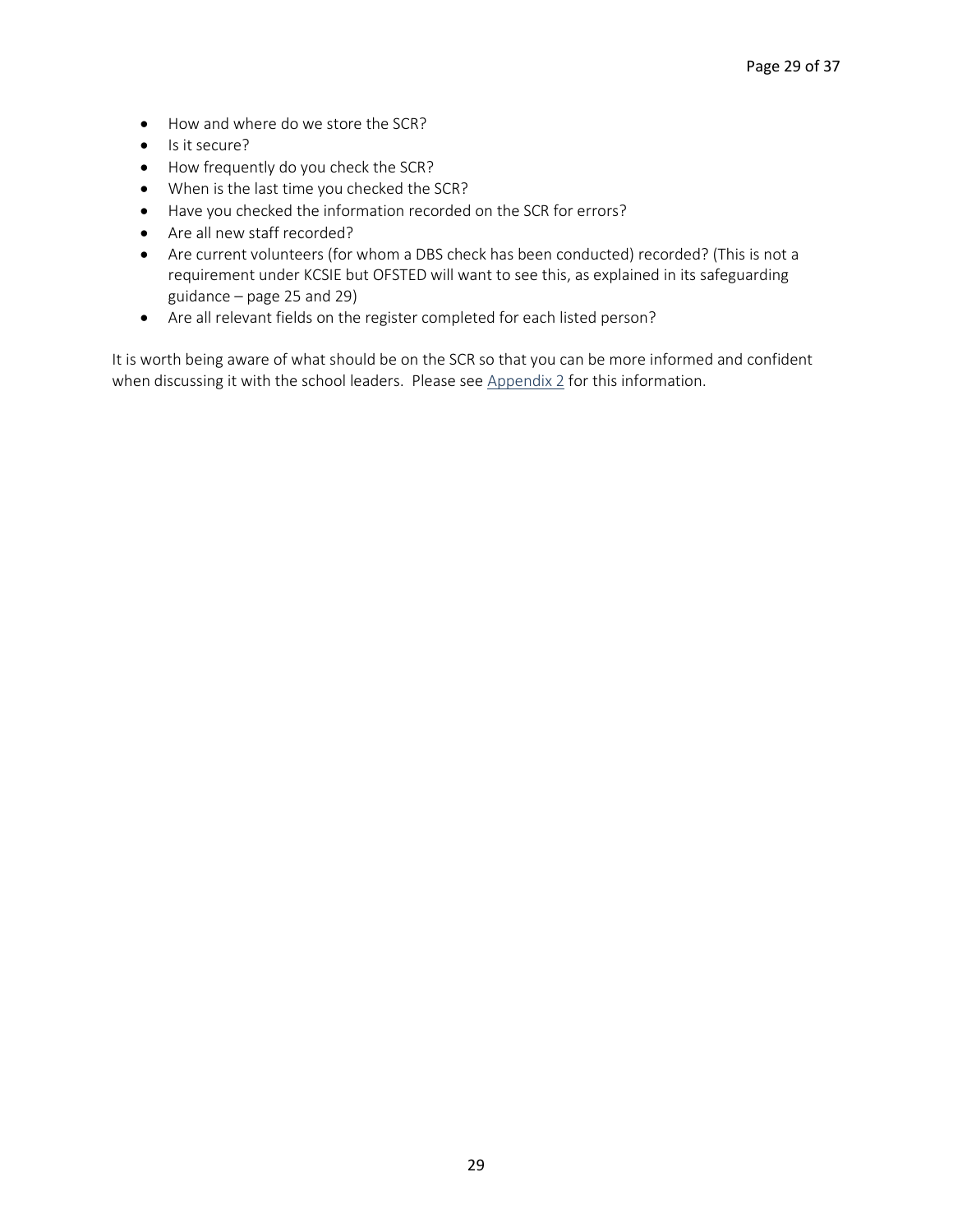- How and where do we store the SCR?
- Is it secure?
- How frequently do you check the SCR?
- When is the last time you checked the SCR?
- Have you checked the information recorded on the SCR for errors?
- Are all new staff recorded?
- Are current volunteers (for whom a DBS check has been conducted) recorded? (This is not a requirement under KCSIE but OFSTED will want to see this, as explained in its safeguarding guidance – page 25 and 29)
- Are all relevant fields on the register completed for each listed person?

It is worth being aware of what should be on the SCR so that you can be more informed and confident when discussing it with the school leaders. Please see Appendix 2 for this information.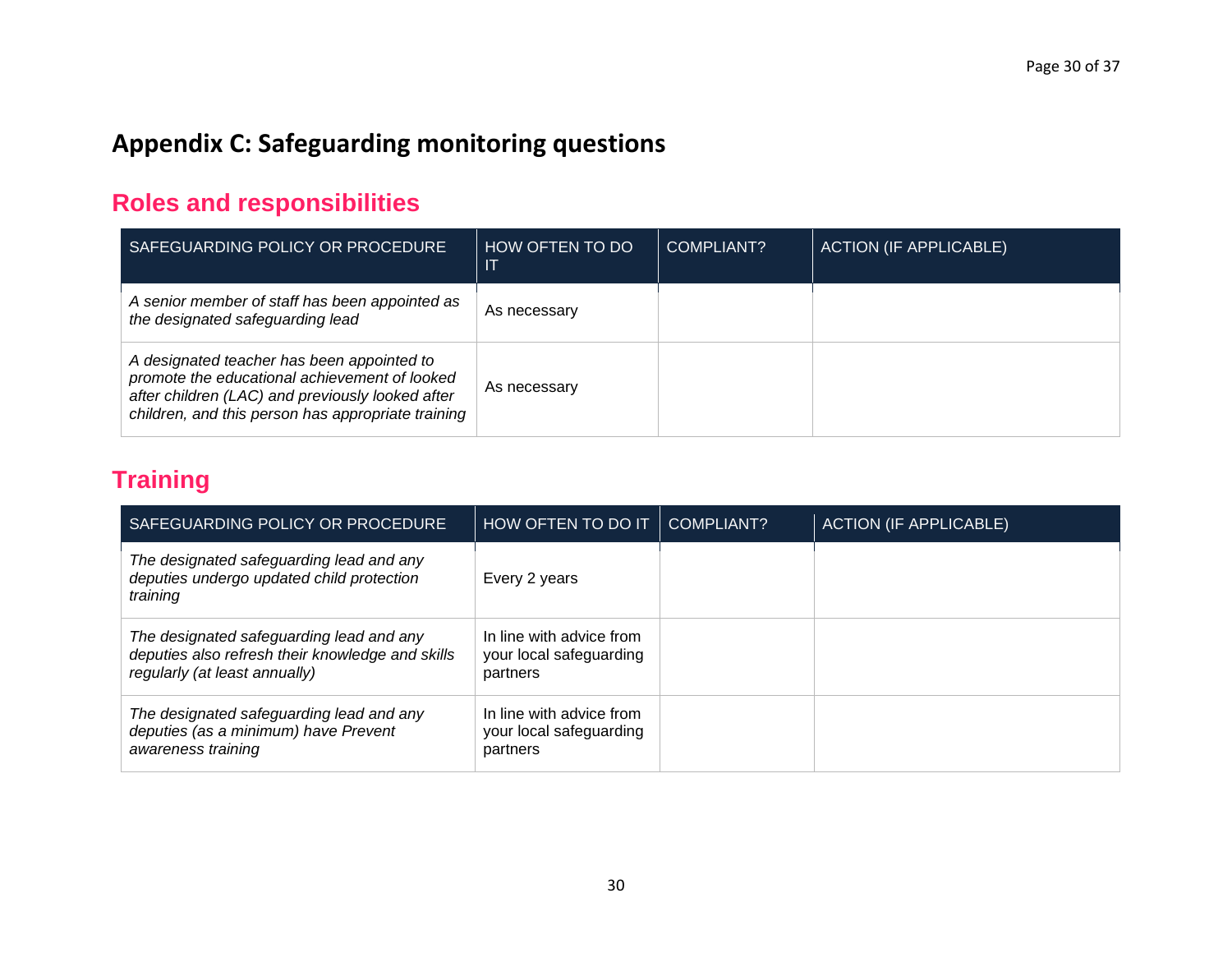## Appendix C: Safeguarding monitoring questions

### Roles and responsibilities

| SAFEGUARDING POLICY OR PROCEDURE | HOW OFTEN TO DO IT | COMPLIANT? | ACTION (IF APPLICABLE) |
| --- | --- | --- | --- |
| *A senior member of staff has been appointed as the designated safeguarding lead* | As necessary | | |
| *A designated teacher has been appointed to promote the educational achievement of looked after children (LAC) and previously looked after children, and this person has appropriate training* | As necessary | | |

### Training

| SAFEGUARDING POLICY OR PROCEDURE | HOW OFTEN TO DO IT | COMPLIANT? | ACTION (IF APPLICABLE) |
| --- | --- | --- | --- |
| *The designated safeguarding lead and any deputies undergo updated child protection training* | Every 2 years | | |
| *The designated safeguarding lead and any deputies also refresh their knowledge and skills regularly (at least annually)* | In line with advice from your local safeguarding partners | | |
| *The designated safeguarding lead and any deputies (as a minimum) have Prevent awareness training* | In line with advice from your local safeguarding partners | | |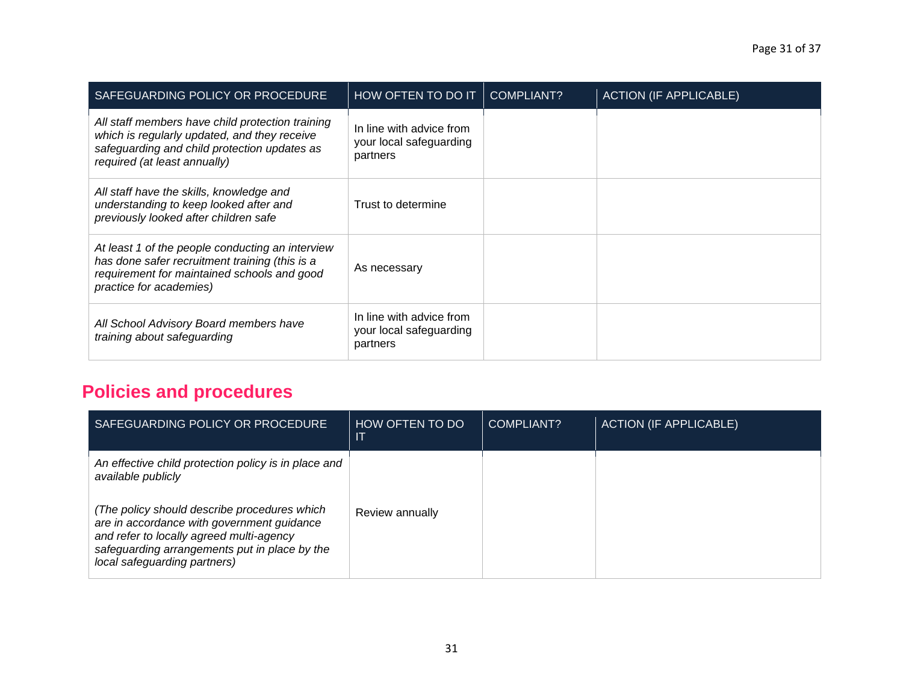| SAFEGUARDING POLICY OR PROCEDURE | HOW OFTEN TO DO IT | COMPLIANT? | ACTION (IF APPLICABLE) |
|---|---|---|---|
| *All staff members have child protection training which is regularly updated, and they receive safeguarding and child protection updates as required (at least annually)* | In line with advice from your local safeguarding partners | | |
| *All staff have the skills, knowledge and understanding to keep looked after and previously looked after children safe* | Trust to determine | | |
| *At least 1 of the people conducting an interview has done safer recruitment training (this is a requirement for maintained schools and good practice for academies)* | As necessary | | |
| *All School Advisory Board members have training about safeguarding* | In line with advice from your local safeguarding partners | | |

## Policies and procedures

| SAFEGUARDING POLICY OR PROCEDURE | HOW OFTEN TO DO IT | COMPLIANT? | ACTION (IF APPLICABLE) |
|---|---|---|---|
| *An effective child protection policy is in place and available publicly*<br><br>*(The policy should describe procedures which are in accordance with government guidance and refer to locally agreed multi-agency safeguarding arrangements put in place by the local safeguarding partners)* | Review annually | | |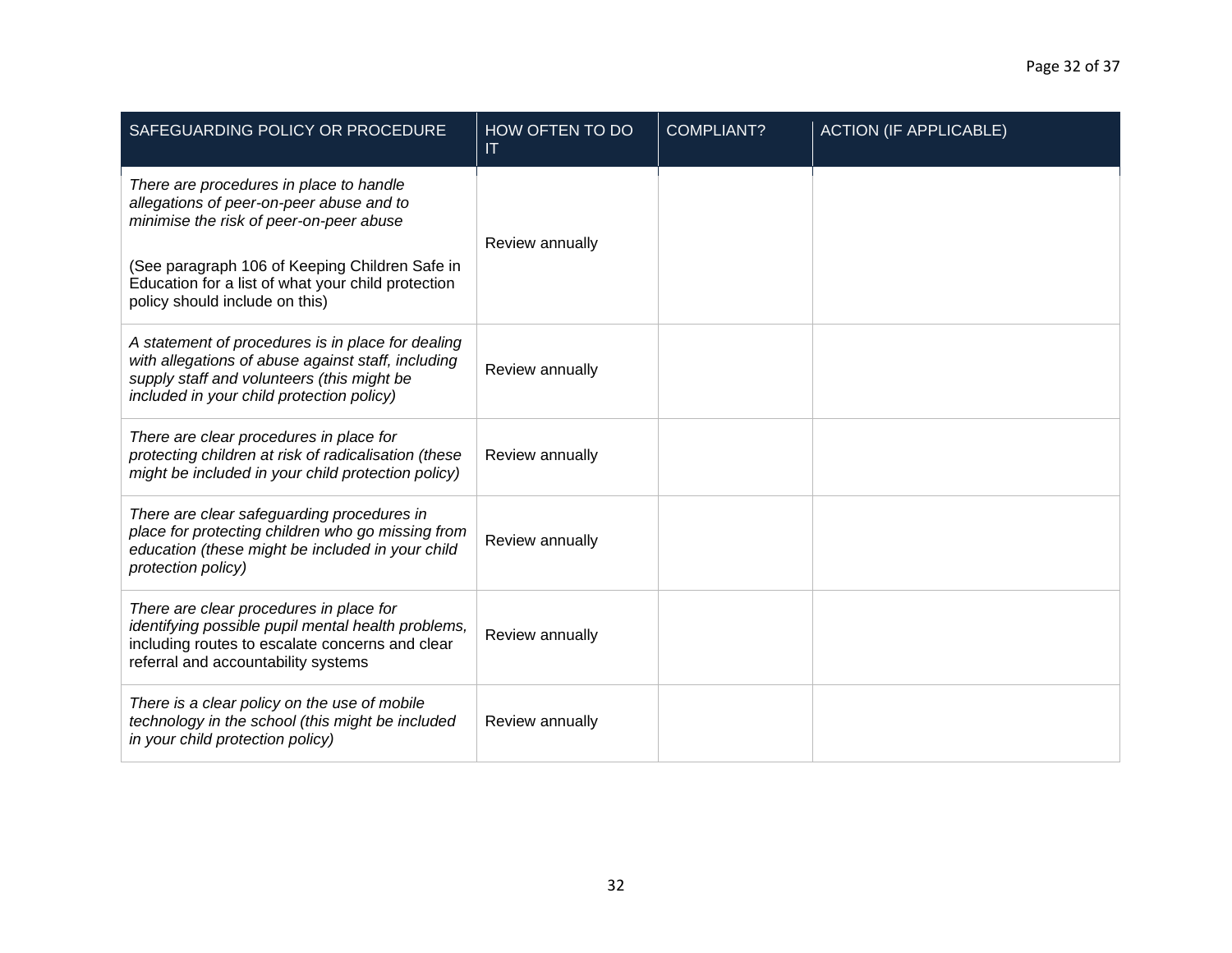| SAFEGUARDING POLICY OR PROCEDURE | HOW OFTEN TO DO IT | COMPLIANT? | ACTION (IF APPLICABLE) |
|---|---|---|---|
| *There are procedures in place to handle allegations of peer-on-peer abuse and to minimise the risk of peer-on-peer abuse*<br><br>(See paragraph 106 of Keeping Children Safe in Education for a list of what your child protection policy should include on this) | Review annually | | |
| *A statement of procedures is in place for dealing with allegations of abuse against staff, including supply staff and volunteers (this might be included in your child protection policy)* | Review annually | | |
| *There are clear procedures in place for protecting children at risk of radicalisation (these might be included in your child protection policy)* | Review annually | | |
| *There are clear safeguarding procedures in place for protecting children who go missing from education (these might be included in your child protection policy)* | Review annually | | |
| *There are clear procedures in place for identifying possible pupil mental health problems,* including routes to escalate concerns and clear referral and accountability systems | Review annually | | |
| *There is a clear policy on the use of mobile technology in the school (this might be included in your child protection policy)* | Review annually | | |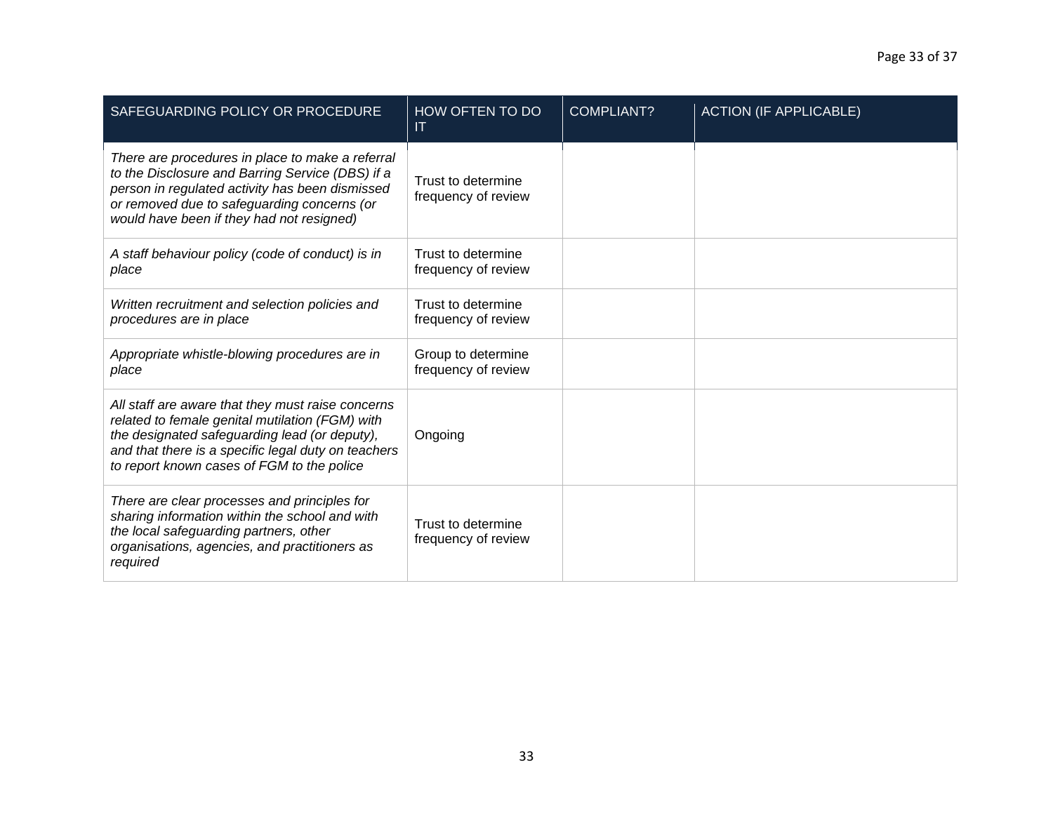| SAFEGUARDING POLICY OR PROCEDURE | HOW OFTEN TO DO IT | COMPLIANT? | ACTION (IF APPLICABLE) |
| --- | --- | --- | --- |
| *There are procedures in place to make a referral to the Disclosure and Barring Service (DBS) if a person in regulated activity has been dismissed or removed due to safeguarding concerns (or would have been if they had not resigned)* | Trust to determine frequency of review | | |
| *A staff behaviour policy (code of conduct) is in place* | Trust to determine frequency of review | | |
| *Written recruitment and selection policies and procedures are in place* | Trust to determine frequency of review | | |
| *Appropriate whistle-blowing procedures are in place* | Group to determine frequency of review | | |
| *All staff are aware that they must raise concerns related to female genital mutilation (FGM) with the designated safeguarding lead (or deputy), and that there is a specific legal duty on teachers to report known cases of FGM to the police* | Ongoing | | |
| *There are clear processes and principles for sharing information within the school and with the local safeguarding partners, other organisations, agencies, and practitioners as required* | Trust to determine frequency of review | | |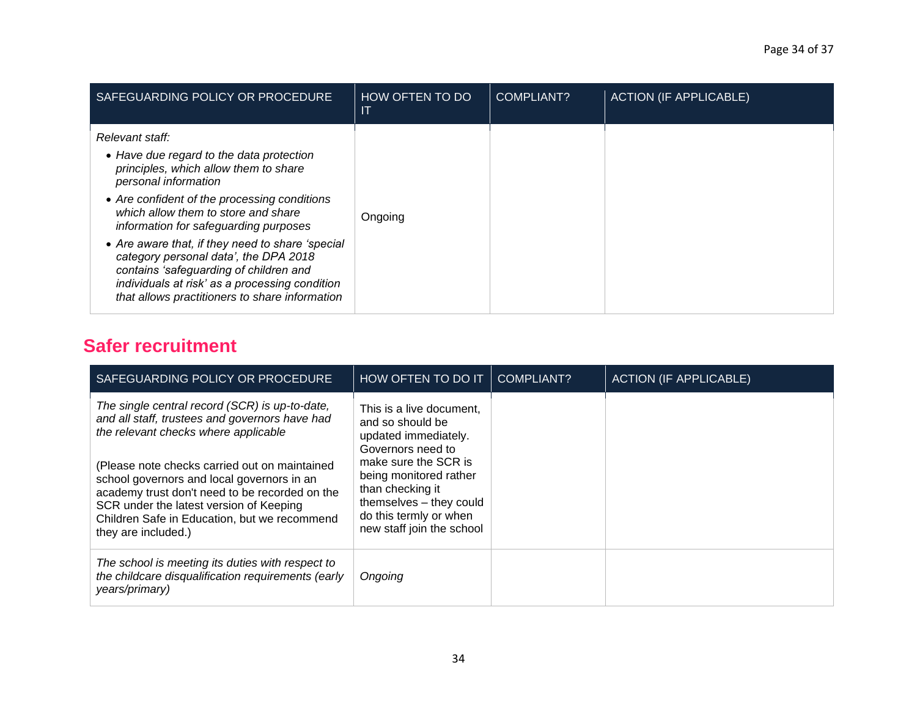| SAFEGUARDING POLICY OR PROCEDURE | HOW OFTEN TO DO IT | COMPLIANT? | ACTION (IF APPLICABLE) |
| --- | --- | --- | --- |
| *Relevant staff:*<br>• *Have due regard to the data protection principles, which allow them to share personal information*<br>• *Are confident of the processing conditions which allow them to store and share information for safeguarding purposes*<br>• *Are aware that, if they need to share 'special category personal data', the DPA 2018 contains 'safeguarding of children and individuals at risk' as a processing condition that allows practitioners to share information* | Ongoing | | |

## Safer recruitment

| SAFEGUARDING POLICY OR PROCEDURE | HOW OFTEN TO DO IT | COMPLIANT? | ACTION (IF APPLICABLE) |
| --- | --- | --- | --- |
| *The single central record (SCR) is up-to-date, and all staff, trustees and governors have had the relevant checks where applicable*<br><br>(Please note checks carried out on maintained school governors and local governors in an academy trust don't need to be recorded on the SCR under the latest version of Keeping Children Safe in Education, but we recommend they are included.) | This is a live document, and so should be updated immediately. Governors need to make sure the SCR is being monitored rather than checking it themselves – they could do this termly or when new staff join the school | | |
| *The school is meeting its duties with respect to the childcare disqualification requirements (early years/primary)* | *Ongoing* | | |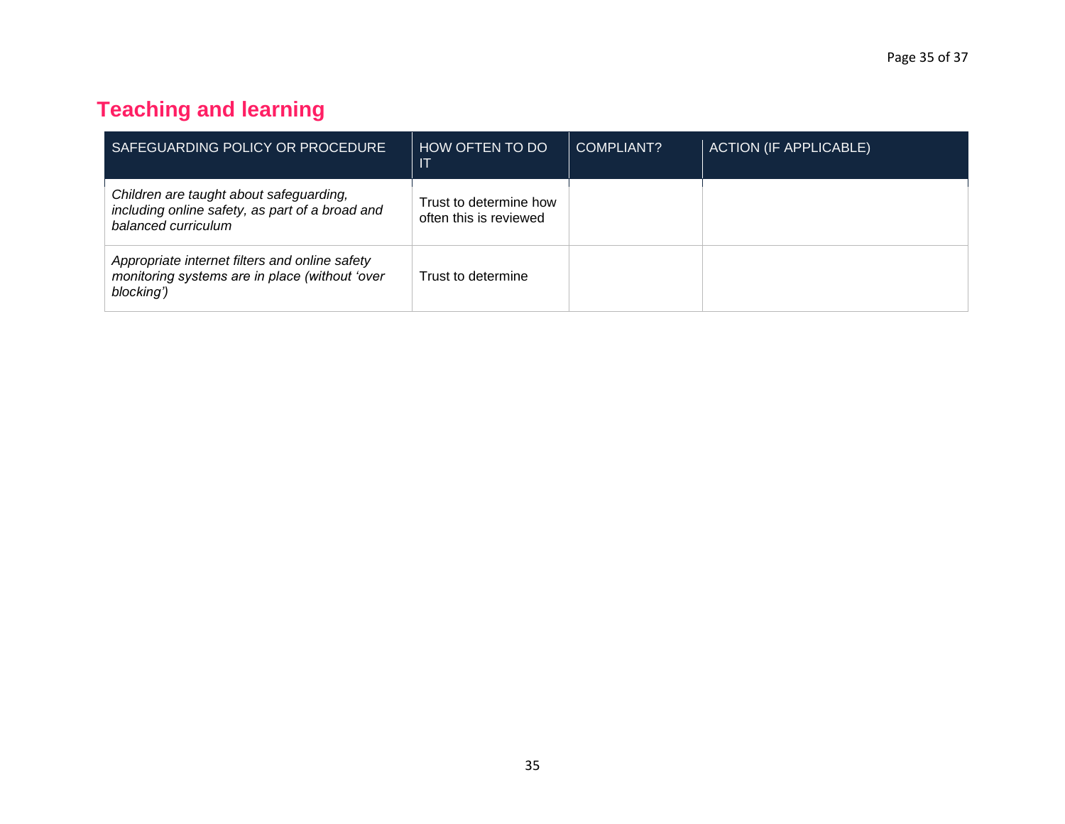## Teaching and learning

| SAFEGUARDING POLICY OR PROCEDURE | HOW OFTEN TO DO IT | COMPLIANT? | ACTION (IF APPLICABLE) |
|---|---|---|---|
| *Children are taught about safeguarding, including online safety, as part of a broad and balanced curriculum* | Trust to determine how often this is reviewed | | |
| *Appropriate internet filters and online safety monitoring systems are in place (without 'over blocking')* | Trust to determine | | |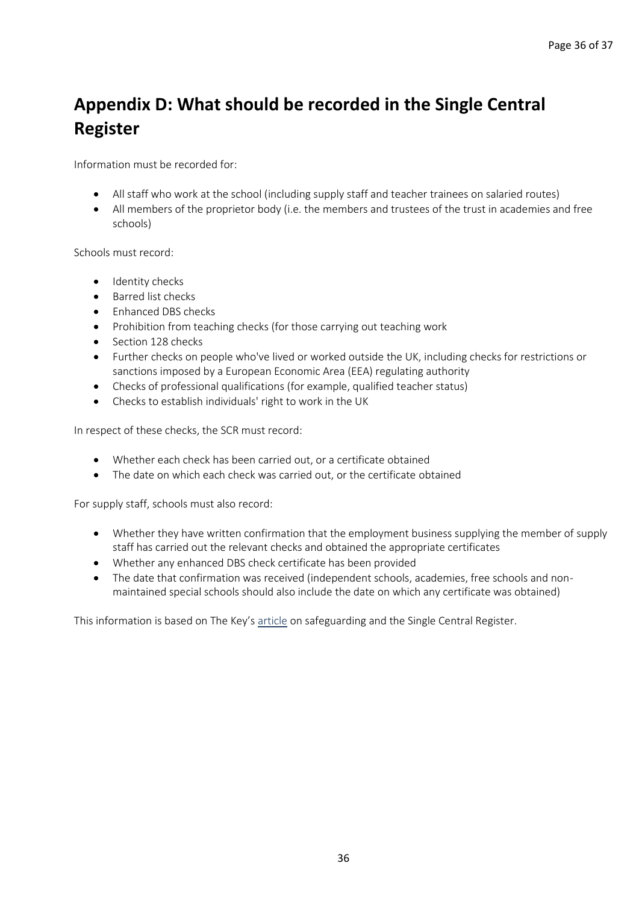# Appendix D: What should be recorded in the Single Central Register

Information must be recorded for:

- All staff who work at the school (including supply staff and teacher trainees on salaried routes)
- All members of the proprietor body (i.e. the members and trustees of the trust in academies and free schools)

Schools must record:

- Identity checks
- Barred list checks
- Enhanced DBS checks
- Prohibition from teaching checks (for those carrying out teaching work
- Section 128 checks
- Further checks on people who've lived or worked outside the UK, including checks for restrictions or sanctions imposed by a European Economic Area (EEA) regulating authority
- Checks of professional qualifications (for example, qualified teacher status)
- Checks to establish individuals' right to work in the UK

In respect of these checks, the SCR must record:

- Whether each check has been carried out, or a certificate obtained
- The date on which each check was carried out, or the certificate obtained

For supply staff, schools must also record:

- Whether they have written confirmation that the employment business supplying the member of supply staff has carried out the relevant checks and obtained the appropriate certificates
- Whether any enhanced DBS check certificate has been provided
- The date that confirmation was received (independent schools, academies, free schools and non-maintained special schools should also include the date on which any certificate was obtained)

This information is based on The Key's article on safeguarding and the Single Central Register.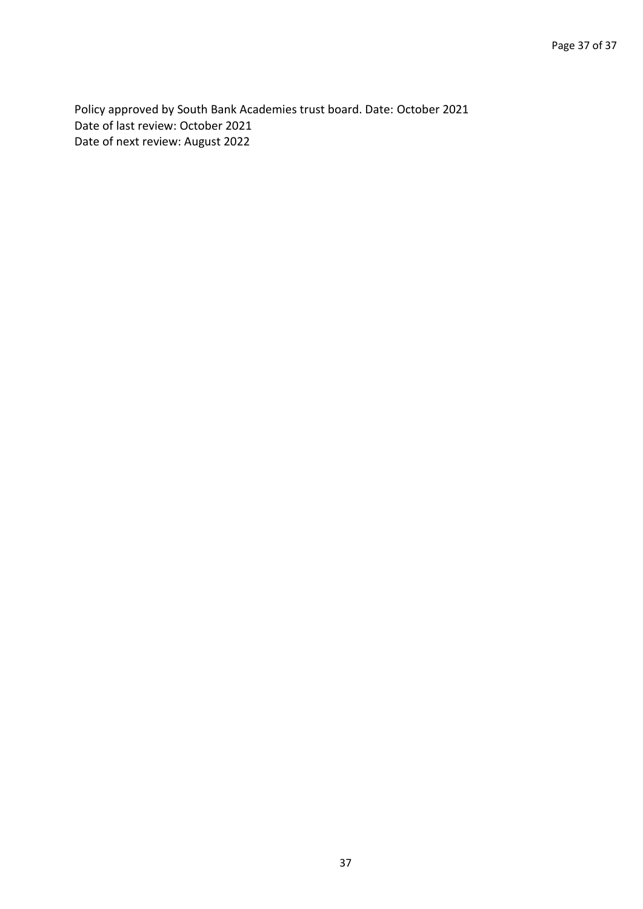Policy approved by South Bank Academies trust board. Date: October 2021
Date of last review: October 2021
Date of next review: August 2022